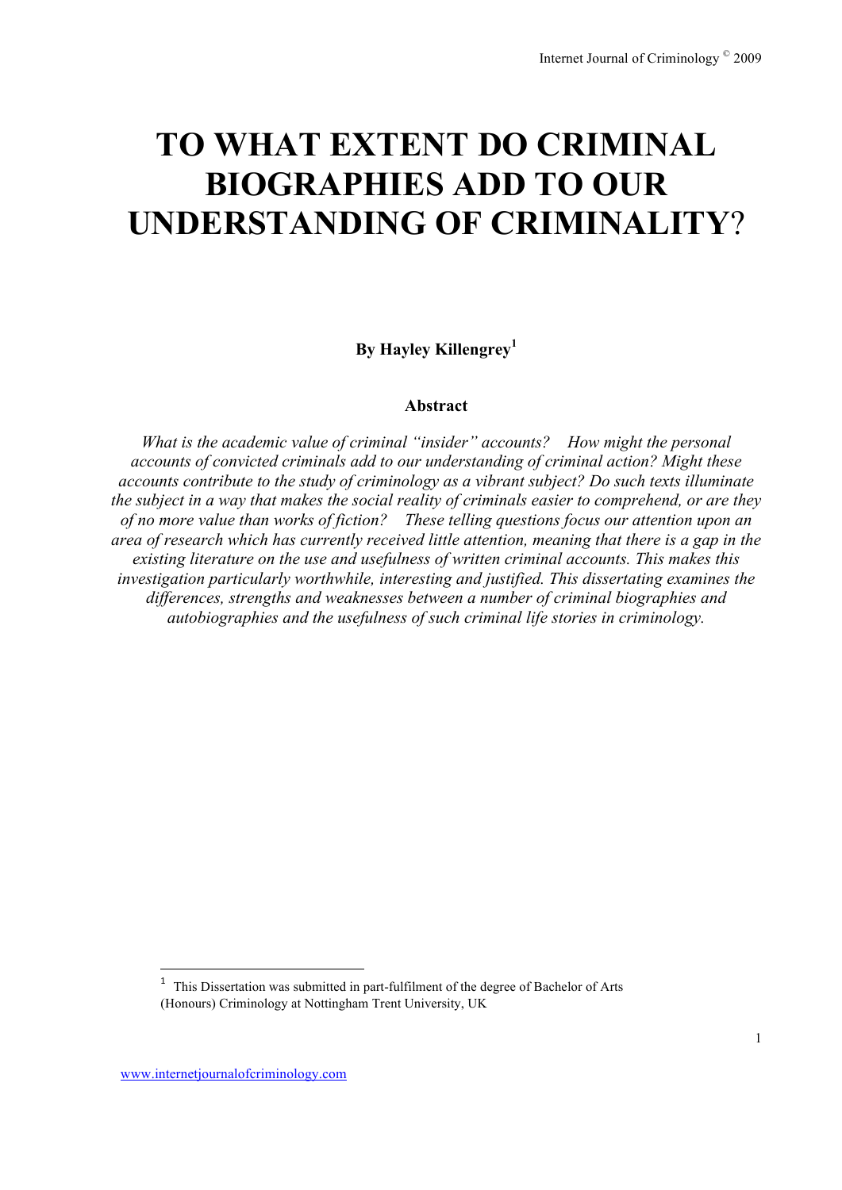# TO WHAT EXTENT DO CRIMINAL BIOGRAPHIES ADD TO OUR UNDERSTANDING OF CRIMINALITY?

**By Hayley Killengrey[1]**

**Abstract**

*What is the academic value of criminal "insider" accounts? How might the personal accounts of convicted criminals add to our understanding of criminal action? Might these accounts contribute to the study of criminology as a vibrant subject? Do such texts illuminate the subject in a way that makes the social reality of criminals easier to comprehend, or are they of no more value than works of fiction? These telling questions focus our attention upon an area of research which has currently received little attention, meaning that there is a gap in the existing literature on the use and usefulness of written criminal accounts. This makes this investigation particularly worthwhile, interesting and justified. This dissertating examines the differences, strengths and weaknesses between a number of criminal biographies and autobiographies and the usefulness of such criminal life stories in criminology.*

[1] This Dissertation was submitted in part-fulfilment of the degree of Bachelor of Arts (Honours) Criminology at Nottingham Trent University, UK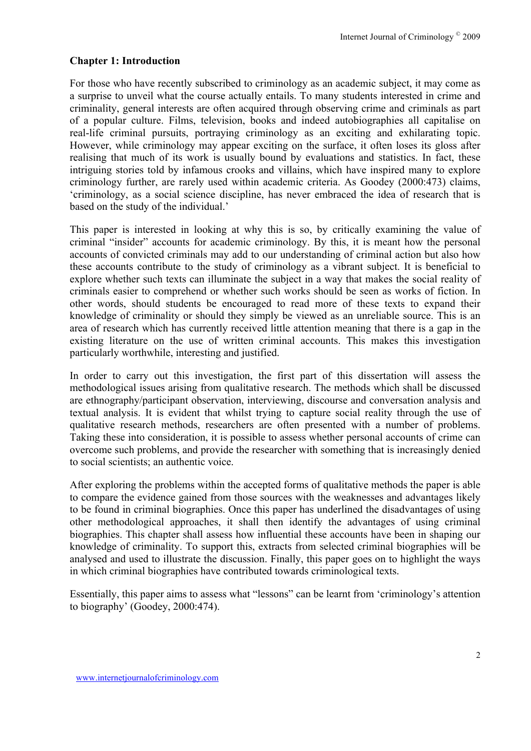## Chapter 1: Introduction

For those who have recently subscribed to criminology as an academic subject, it may come as a surprise to unveil what the course actually entails. To many students interested in crime and criminality, general interests are often acquired through observing crime and criminals as part of a popular culture. Films, television, books and indeed autobiographies all capitalise on real-life criminal pursuits, portraying criminology as an exciting and exhilarating topic. However, while criminology may appear exciting on the surface, it often loses its gloss after realising that much of its work is usually bound by evaluations and statistics. In fact, these intriguing stories told by infamous crooks and villains, which have inspired many to explore criminology further, are rarely used within academic criteria. As Goodey (2000:473) claims, 'criminology, as a social science discipline, has never embraced the idea of research that is based on the study of the individual.'

This paper is interested in looking at why this is so, by critically examining the value of criminal "insider" accounts for academic criminology. By this, it is meant how the personal accounts of convicted criminals may add to our understanding of criminal action but also how these accounts contribute to the study of criminology as a vibrant subject. It is beneficial to explore whether such texts can illuminate the subject in a way that makes the social reality of criminals easier to comprehend or whether such works should be seen as works of fiction. In other words, should students be encouraged to read more of these texts to expand their knowledge of criminality or should they simply be viewed as an unreliable source. This is an area of research which has currently received little attention meaning that there is a gap in the existing literature on the use of written criminal accounts. This makes this investigation particularly worthwhile, interesting and justified.

In order to carry out this investigation, the first part of this dissertation will assess the methodological issues arising from qualitative research. The methods which shall be discussed are ethnography/participant observation, interviewing, discourse and conversation analysis and textual analysis. It is evident that whilst trying to capture social reality through the use of qualitative research methods, researchers are often presented with a number of problems. Taking these into consideration, it is possible to assess whether personal accounts of crime can overcome such problems, and provide the researcher with something that is increasingly denied to social scientists; an authentic voice.

After exploring the problems within the accepted forms of qualitative methods the paper is able to compare the evidence gained from those sources with the weaknesses and advantages likely to be found in criminal biographies. Once this paper has underlined the disadvantages of using other methodological approaches, it shall then identify the advantages of using criminal biographies. This chapter shall assess how influential these accounts have been in shaping our knowledge of criminality. To support this, extracts from selected criminal biographies will be analysed and used to illustrate the discussion. Finally, this paper goes on to highlight the ways in which criminal biographies have contributed towards criminological texts.

Essentially, this paper aims to assess what "lessons" can be learnt from 'criminology's attention to biography' (Goodey, 2000:474).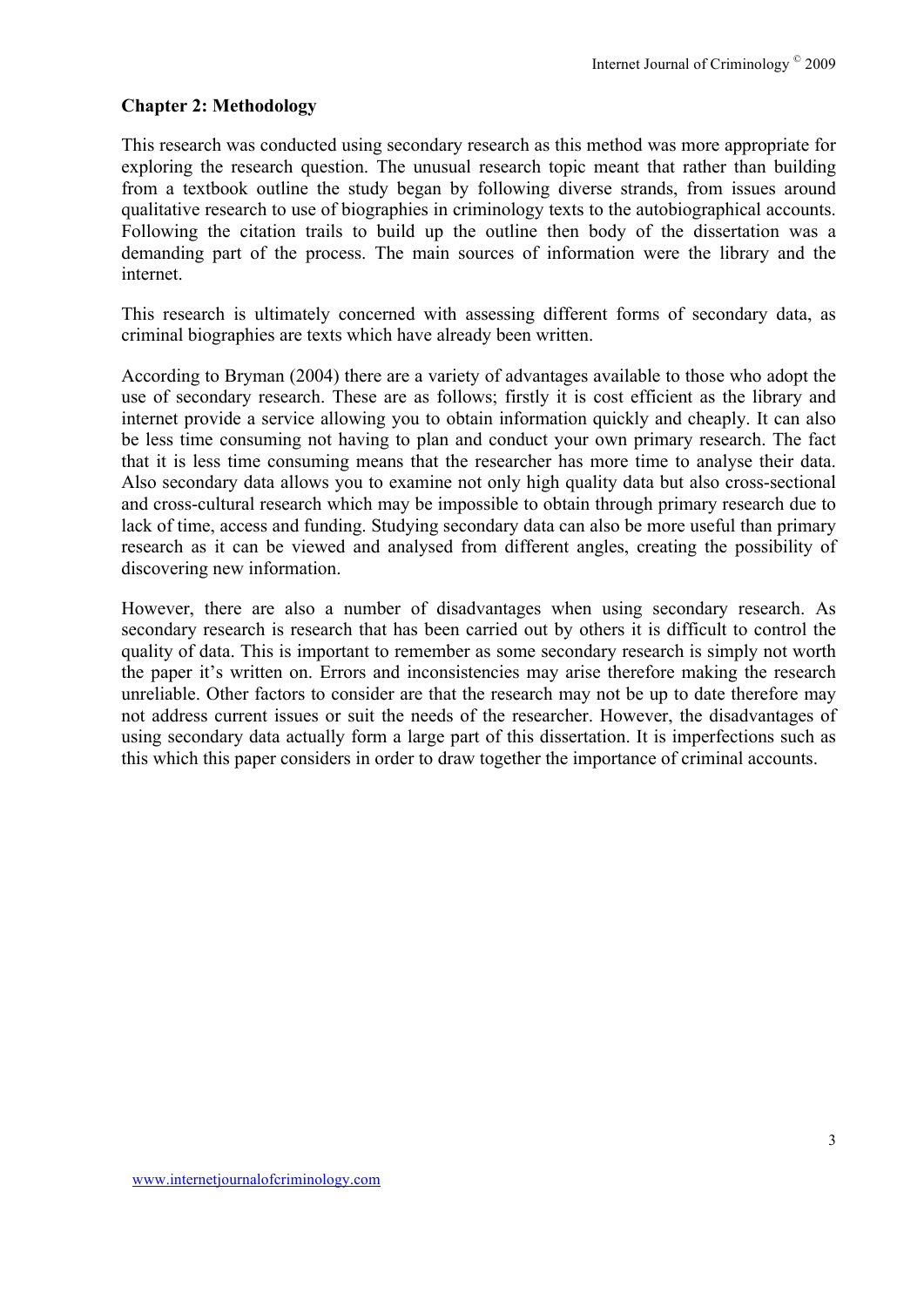## Chapter 2: Methodology

This research was conducted using secondary research as this method was more appropriate for exploring the research question. The unusual research topic meant that rather than building from a textbook outline the study began by following diverse strands, from issues around qualitative research to use of biographies in criminology texts to the autobiographical accounts. Following the citation trails to build up the outline then body of the dissertation was a demanding part of the process. The main sources of information were the library and the internet.

This research is ultimately concerned with assessing different forms of secondary data, as criminal biographies are texts which have already been written.

According to Bryman (2004) there are a variety of advantages available to those who adopt the use of secondary research. These are as follows; firstly it is cost efficient as the library and internet provide a service allowing you to obtain information quickly and cheaply. It can also be less time consuming not having to plan and conduct your own primary research. The fact that it is less time consuming means that the researcher has more time to analyse their data. Also secondary data allows you to examine not only high quality data but also cross-sectional and cross-cultural research which may be impossible to obtain through primary research due to lack of time, access and funding. Studying secondary data can also be more useful than primary research as it can be viewed and analysed from different angles, creating the possibility of discovering new information.

However, there are also a number of disadvantages when using secondary research. As secondary research is research that has been carried out by others it is difficult to control the quality of data. This is important to remember as some secondary research is simply not worth the paper it's written on. Errors and inconsistencies may arise therefore making the research unreliable. Other factors to consider are that the research may not be up to date therefore may not address current issues or suit the needs of the researcher. However, the disadvantages of using secondary data actually form a large part of this dissertation. It is imperfections such as this which this paper considers in order to draw together the importance of criminal accounts.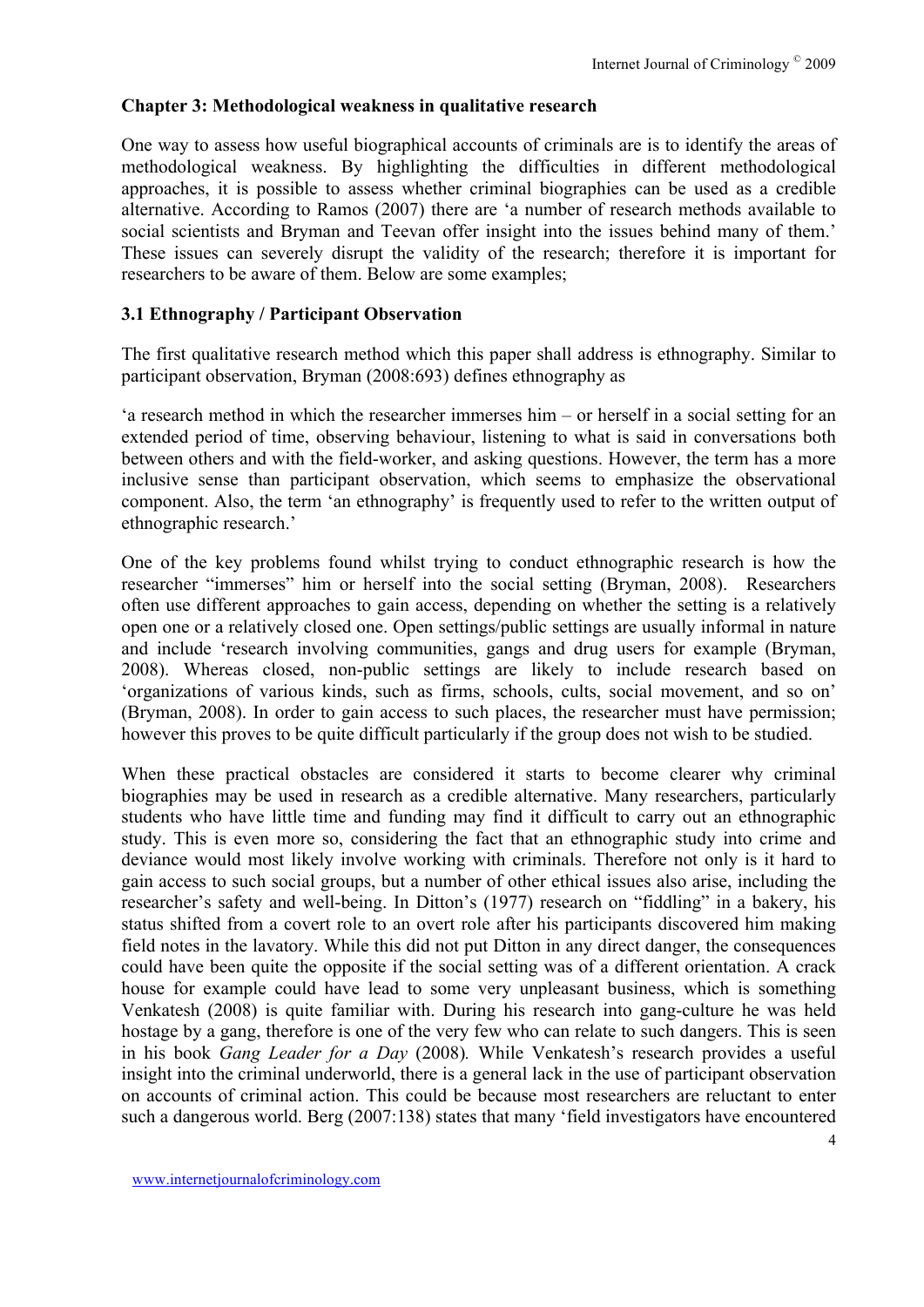**Chapter 3: Methodological weakness in qualitative research**

One way to assess how useful biographical accounts of criminals are is to identify the areas of methodological weakness. By highlighting the difficulties in different methodological approaches, it is possible to assess whether criminal biographies can be used as a credible alternative. According to Ramos (2007) there are 'a number of research methods available to social scientists and Bryman and Teevan offer insight into the issues behind many of them.' These issues can severely disrupt the validity of the research; therefore it is important for researchers to be aware of them. Below are some examples;

**3.1 Ethnography / Participant Observation**

The first qualitative research method which this paper shall address is ethnography. Similar to participant observation, Bryman (2008:693) defines ethnography as

'a research method in which the researcher immerses him – or herself in a social setting for an extended period of time, observing behaviour, listening to what is said in conversations both between others and with the field-worker, and asking questions. However, the term has a more inclusive sense than participant observation, which seems to emphasize the observational component. Also, the term 'an ethnography' is frequently used to refer to the written output of ethnographic research.'

One of the key problems found whilst trying to conduct ethnographic research is how the researcher "immerses" him or herself into the social setting (Bryman, 2008). Researchers often use different approaches to gain access, depending on whether the setting is a relatively open one or a relatively closed one. Open settings/public settings are usually informal in nature and include 'research involving communities, gangs and drug users for example (Bryman, 2008). Whereas closed, non-public settings are likely to include research based on 'organizations of various kinds, such as firms, schools, cults, social movement, and so on' (Bryman, 2008). In order to gain access to such places, the researcher must have permission; however this proves to be quite difficult particularly if the group does not wish to be studied.

When these practical obstacles are considered it starts to become clearer why criminal biographies may be used in research as a credible alternative. Many researchers, particularly students who have little time and funding may find it difficult to carry out an ethnographic study. This is even more so, considering the fact that an ethnographic study into crime and deviance would most likely involve working with criminals. Therefore not only is it hard to gain access to such social groups, but a number of other ethical issues also arise, including the researcher's safety and well-being. In Ditton's (1977) research on "fiddling" in a bakery, his status shifted from a covert role to an overt role after his participants discovered him making field notes in the lavatory. While this did not put Ditton in any direct danger, the consequences could have been quite the opposite if the social setting was of a different orientation. A crack house for example could have lead to some very unpleasant business, which is something Venkatesh (2008) is quite familiar with. During his research into gang-culture he was held hostage by a gang, therefore is one of the very few who can relate to such dangers. This is seen in his book *Gang Leader for a Day* (2008). While Venkatesh's research provides a useful insight into the criminal underworld, there is a general lack in the use of participant observation on accounts of criminal action. This could be because most researchers are reluctant to enter such a dangerous world. Berg (2007:138) states that many 'field investigators have encountered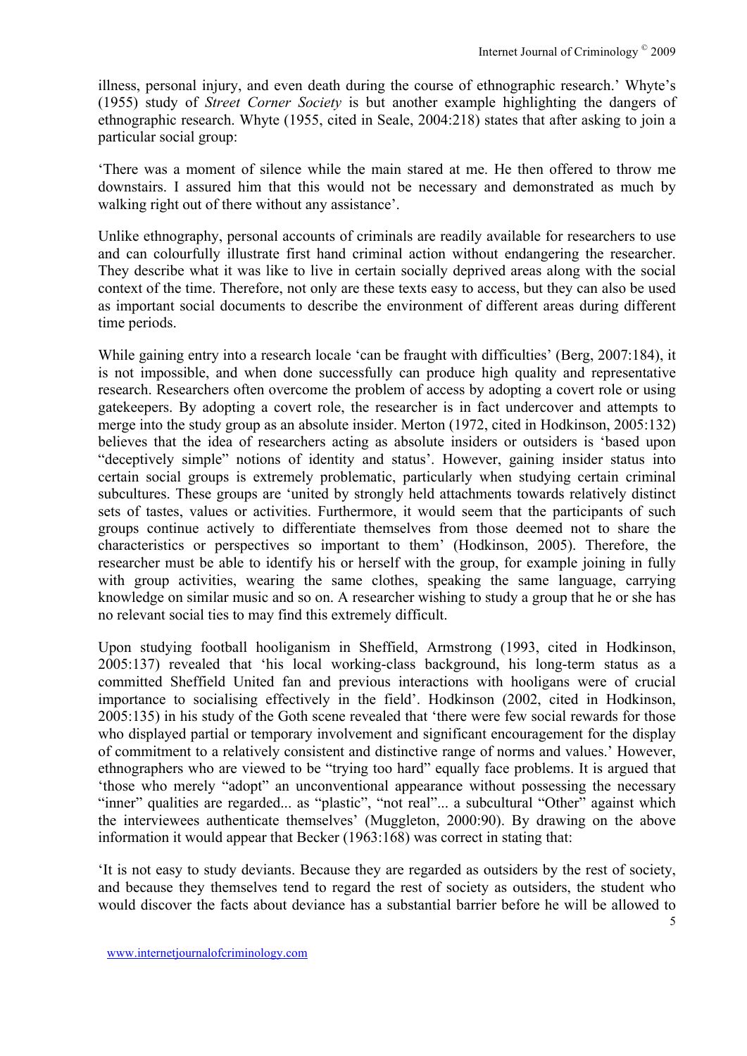illness, personal injury, and even death during the course of ethnographic research.' Whyte's (1955) study of *Street Corner Society* is but another example highlighting the dangers of ethnographic research. Whyte (1955, cited in Seale, 2004:218) states that after asking to join a particular social group:

'There was a moment of silence while the main stared at me. He then offered to throw me downstairs. I assured him that this would not be necessary and demonstrated as much by walking right out of there without any assistance'.

Unlike ethnography, personal accounts of criminals are readily available for researchers to use and can colourfully illustrate first hand criminal action without endangering the researcher. They describe what it was like to live in certain socially deprived areas along with the social context of the time. Therefore, not only are these texts easy to access, but they can also be used as important social documents to describe the environment of different areas during different time periods.

While gaining entry into a research locale 'can be fraught with difficulties' (Berg, 2007:184), it is not impossible, and when done successfully can produce high quality and representative research. Researchers often overcome the problem of access by adopting a covert role or using gatekeepers. By adopting a covert role, the researcher is in fact undercover and attempts to merge into the study group as an absolute insider. Merton (1972, cited in Hodkinson, 2005:132) believes that the idea of researchers acting as absolute insiders or outsiders is 'based upon "deceptively simple" notions of identity and status'. However, gaining insider status into certain social groups is extremely problematic, particularly when studying certain criminal subcultures. These groups are 'united by strongly held attachments towards relatively distinct sets of tastes, values or activities. Furthermore, it would seem that the participants of such groups continue actively to differentiate themselves from those deemed not to share the characteristics or perspectives so important to them' (Hodkinson, 2005). Therefore, the researcher must be able to identify his or herself with the group, for example joining in fully with group activities, wearing the same clothes, speaking the same language, carrying knowledge on similar music and so on. A researcher wishing to study a group that he or she has no relevant social ties to may find this extremely difficult.

Upon studying football hooliganism in Sheffield, Armstrong (1993, cited in Hodkinson, 2005:137) revealed that 'his local working-class background, his long-term status as a committed Sheffield United fan and previous interactions with hooligans were of crucial importance to socialising effectively in the field'. Hodkinson (2002, cited in Hodkinson, 2005:135) in his study of the Goth scene revealed that 'there were few social rewards for those who displayed partial or temporary involvement and significant encouragement for the display of commitment to a relatively consistent and distinctive range of norms and values.' However, ethnographers who are viewed to be "trying too hard" equally face problems. It is argued that 'those who merely "adopt" an unconventional appearance without possessing the necessary "inner" qualities are regarded... as "plastic", "not real"... a subcultural "Other" against which the interviewees authenticate themselves' (Muggleton, 2000:90). By drawing on the above information it would appear that Becker (1963:168) was correct in stating that:

'It is not easy to study deviants. Because they are regarded as outsiders by the rest of society, and because they themselves tend to regard the rest of society as outsiders, the student who would discover the facts about deviance has a substantial barrier before he will be allowed to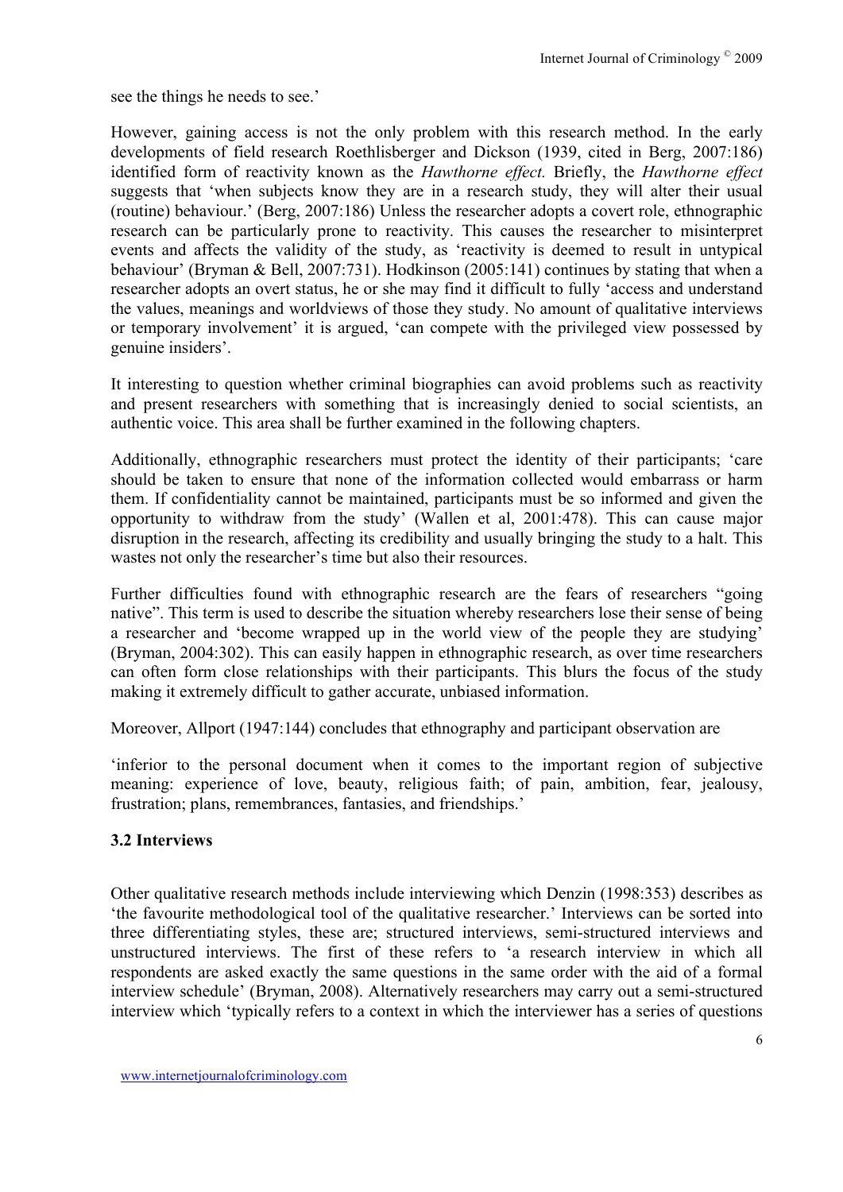see the things he needs to see.'

However, gaining access is not the only problem with this research method. In the early developments of field research Roethlisberger and Dickson (1939, cited in Berg, 2007:186) identified form of reactivity known as the *Hawthorne effect.* Briefly, the *Hawthorne effect* suggests that 'when subjects know they are in a research study, they will alter their usual (routine) behaviour.' (Berg, 2007:186) Unless the researcher adopts a covert role, ethnographic research can be particularly prone to reactivity. This causes the researcher to misinterpret events and affects the validity of the study, as 'reactivity is deemed to result in untypical behaviour' (Bryman & Bell, 2007:731). Hodkinson (2005:141) continues by stating that when a researcher adopts an overt status, he or she may find it difficult to fully 'access and understand the values, meanings and worldviews of those they study. No amount of qualitative interviews or temporary involvement' it is argued, 'can compete with the privileged view possessed by genuine insiders'.

It interesting to question whether criminal biographies can avoid problems such as reactivity and present researchers with something that is increasingly denied to social scientists, an authentic voice. This area shall be further examined in the following chapters.

Additionally, ethnographic researchers must protect the identity of their participants; 'care should be taken to ensure that none of the information collected would embarrass or harm them. If confidentiality cannot be maintained, participants must be so informed and given the opportunity to withdraw from the study' (Wallen et al, 2001:478). This can cause major disruption in the research, affecting its credibility and usually bringing the study to a halt. This wastes not only the researcher's time but also their resources.

Further difficulties found with ethnographic research are the fears of researchers "going native". This term is used to describe the situation whereby researchers lose their sense of being a researcher and 'become wrapped up in the world view of the people they are studying' (Bryman, 2004:302). This can easily happen in ethnographic research, as over time researchers can often form close relationships with their participants. This blurs the focus of the study making it extremely difficult to gather accurate, unbiased information.

Moreover, Allport (1947:144) concludes that ethnography and participant observation are

'inferior to the personal document when it comes to the important region of subjective meaning: experience of love, beauty, religious faith; of pain, ambition, fear, jealousy, frustration; plans, remembrances, fantasies, and friendships.'

### 3.2 Interviews

Other qualitative research methods include interviewing which Denzin (1998:353) describes as 'the favourite methodological tool of the qualitative researcher.' Interviews can be sorted into three differentiating styles, these are; structured interviews, semi-structured interviews and unstructured interviews. The first of these refers to 'a research interview in which all respondents are asked exactly the same questions in the same order with the aid of a formal interview schedule' (Bryman, 2008). Alternatively researchers may carry out a semi-structured interview which 'typically refers to a context in which the interviewer has a series of questions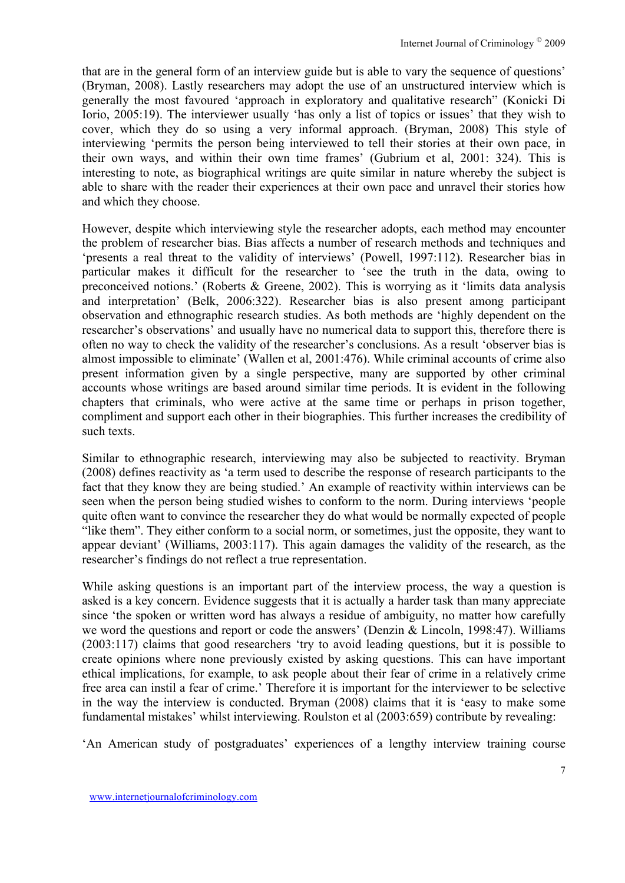that are in the general form of an interview guide but is able to vary the sequence of questions' (Bryman, 2008). Lastly researchers may adopt the use of an unstructured interview which is generally the most favoured 'approach in exploratory and qualitative research" (Konicki Di Iorio, 2005:19). The interviewer usually 'has only a list of topics or issues' that they wish to cover, which they do so using a very informal approach. (Bryman, 2008) This style of interviewing 'permits the person being interviewed to tell their stories at their own pace, in their own ways, and within their own time frames' (Gubrium et al, 2001: 324). This is interesting to note, as biographical writings are quite similar in nature whereby the subject is able to share with the reader their experiences at their own pace and unravel their stories how and which they choose.

However, despite which interviewing style the researcher adopts, each method may encounter the problem of researcher bias. Bias affects a number of research methods and techniques and 'presents a real threat to the validity of interviews' (Powell, 1997:112). Researcher bias in particular makes it difficult for the researcher to 'see the truth in the data, owing to preconceived notions.' (Roberts & Greene, 2002). This is worrying as it 'limits data analysis and interpretation' (Belk, 2006:322). Researcher bias is also present among participant observation and ethnographic research studies. As both methods are 'highly dependent on the researcher's observations' and usually have no numerical data to support this, therefore there is often no way to check the validity of the researcher's conclusions. As a result 'observer bias is almost impossible to eliminate' (Wallen et al, 2001:476). While criminal accounts of crime also present information given by a single perspective, many are supported by other criminal accounts whose writings are based around similar time periods. It is evident in the following chapters that criminals, who were active at the same time or perhaps in prison together, compliment and support each other in their biographies. This further increases the credibility of such texts.

Similar to ethnographic research, interviewing may also be subjected to reactivity. Bryman (2008) defines reactivity as 'a term used to describe the response of research participants to the fact that they know they are being studied.' An example of reactivity within interviews can be seen when the person being studied wishes to conform to the norm. During interviews 'people quite often want to convince the researcher they do what would be normally expected of people "like them". They either conform to a social norm, or sometimes, just the opposite, they want to appear deviant' (Williams, 2003:117). This again damages the validity of the research, as the researcher's findings do not reflect a true representation.

While asking questions is an important part of the interview process, the way a question is asked is a key concern. Evidence suggests that it is actually a harder task than many appreciate since 'the spoken or written word has always a residue of ambiguity, no matter how carefully we word the questions and report or code the answers' (Denzin & Lincoln, 1998:47). Williams (2003:117) claims that good researchers 'try to avoid leading questions, but it is possible to create opinions where none previously existed by asking questions. This can have important ethical implications, for example, to ask people about their fear of crime in a relatively crime free area can instil a fear of crime.' Therefore it is important for the interviewer to be selective in the way the interview is conducted. Bryman (2008) claims that it is 'easy to make some fundamental mistakes' whilst interviewing. Roulston et al (2003:659) contribute by revealing:

'An American study of postgraduates' experiences of a lengthy interview training course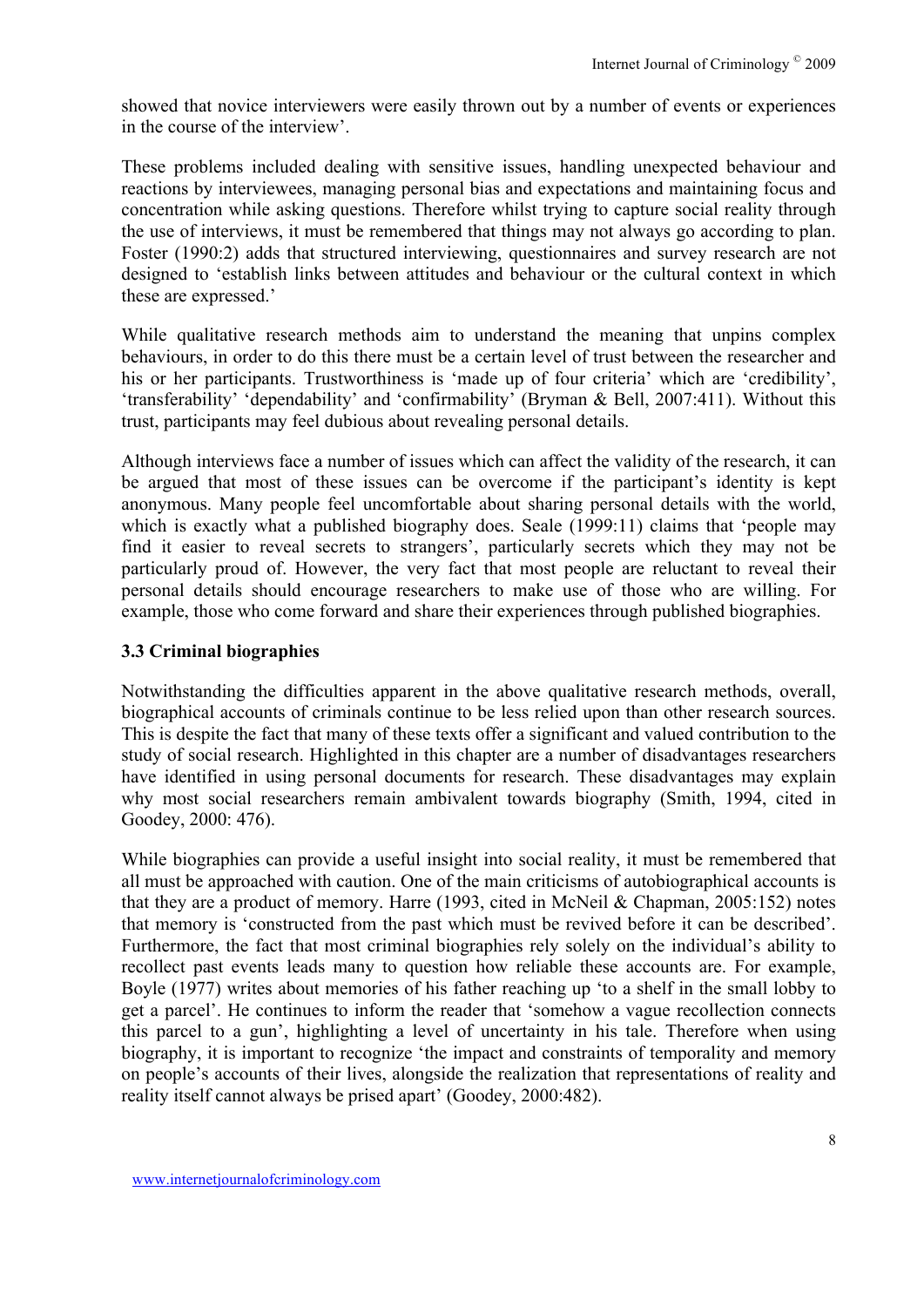showed that novice interviewers were easily thrown out by a number of events or experiences in the course of the interview'.

These problems included dealing with sensitive issues, handling unexpected behaviour and reactions by interviewees, managing personal bias and expectations and maintaining focus and concentration while asking questions. Therefore whilst trying to capture social reality through the use of interviews, it must be remembered that things may not always go according to plan. Foster (1990:2) adds that structured interviewing, questionnaires and survey research are not designed to 'establish links between attitudes and behaviour or the cultural context in which these are expressed.'

While qualitative research methods aim to understand the meaning that unpins complex behaviours, in order to do this there must be a certain level of trust between the researcher and his or her participants. Trustworthiness is 'made up of four criteria' which are 'credibility', 'transferability' 'dependability' and 'confirmability' (Bryman & Bell, 2007:411). Without this trust, participants may feel dubious about revealing personal details.

Although interviews face a number of issues which can affect the validity of the research, it can be argued that most of these issues can be overcome if the participant's identity is kept anonymous. Many people feel uncomfortable about sharing personal details with the world, which is exactly what a published biography does. Seale (1999:11) claims that 'people may find it easier to reveal secrets to strangers', particularly secrets which they may not be particularly proud of. However, the very fact that most people are reluctant to reveal their personal details should encourage researchers to make use of those who are willing. For example, those who come forward and share their experiences through published biographies.

### 3.3 Criminal biographies

Notwithstanding the difficulties apparent in the above qualitative research methods, overall, biographical accounts of criminals continue to be less relied upon than other research sources. This is despite the fact that many of these texts offer a significant and valued contribution to the study of social research. Highlighted in this chapter are a number of disadvantages researchers have identified in using personal documents for research. These disadvantages may explain why most social researchers remain ambivalent towards biography (Smith, 1994, cited in Goodey, 2000: 476).

While biographies can provide a useful insight into social reality, it must be remembered that all must be approached with caution. One of the main criticisms of autobiographical accounts is that they are a product of memory. Harre (1993, cited in McNeil & Chapman, 2005:152) notes that memory is 'constructed from the past which must be revived before it can be described'. Furthermore, the fact that most criminal biographies rely solely on the individual's ability to recollect past events leads many to question how reliable these accounts are. For example, Boyle (1977) writes about memories of his father reaching up 'to a shelf in the small lobby to get a parcel'. He continues to inform the reader that 'somehow a vague recollection connects this parcel to a gun', highlighting a level of uncertainty in his tale. Therefore when using biography, it is important to recognize 'the impact and constraints of temporality and memory on people's accounts of their lives, alongside the realization that representations of reality and reality itself cannot always be prised apart' (Goodey, 2000:482).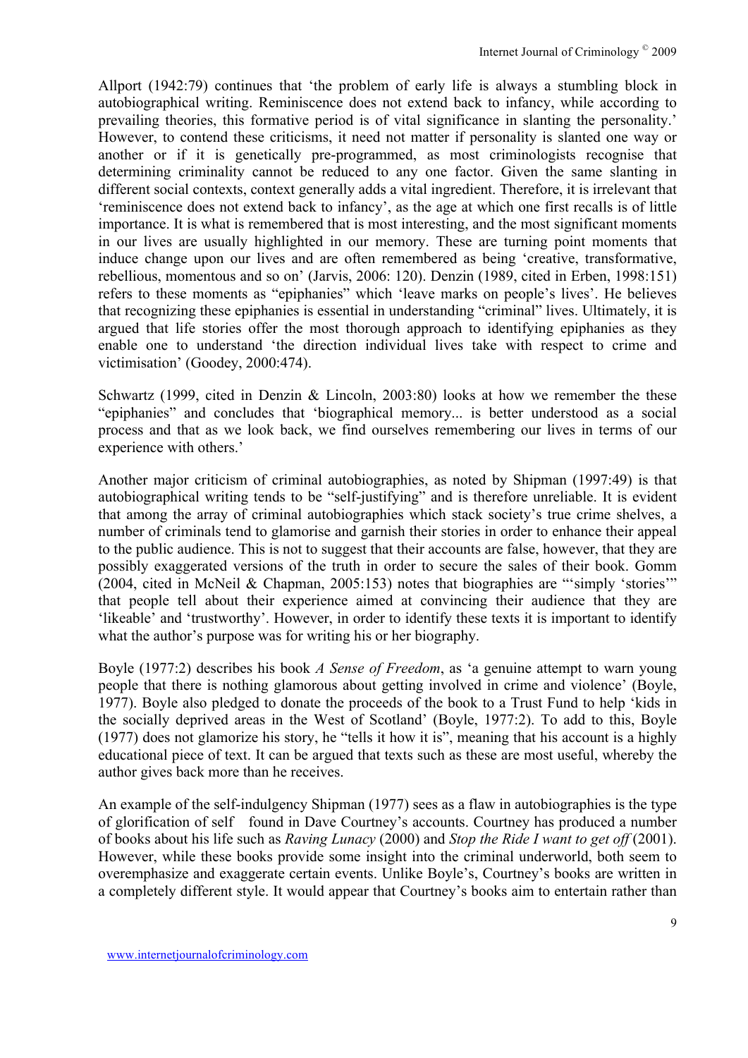Allport (1942:79) continues that 'the problem of early life is always a stumbling block in autobiographical writing. Reminiscence does not extend back to infancy, while according to prevailing theories, this formative period is of vital significance in slanting the personality.' However, to contend these criticisms, it need not matter if personality is slanted one way or another or if it is genetically pre-programmed, as most criminologists recognise that determining criminality cannot be reduced to any one factor. Given the same slanting in different social contexts, context generally adds a vital ingredient. Therefore, it is irrelevant that 'reminiscence does not extend back to infancy', as the age at which one first recalls is of little importance. It is what is remembered that is most interesting, and the most significant moments in our lives are usually highlighted in our memory. These are turning point moments that induce change upon our lives and are often remembered as being 'creative, transformative, rebellious, momentous and so on' (Jarvis, 2006: 120). Denzin (1989, cited in Erben, 1998:151) refers to these moments as "epiphanies" which 'leave marks on people's lives'. He believes that recognizing these epiphanies is essential in understanding "criminal" lives. Ultimately, it is argued that life stories offer the most thorough approach to identifying epiphanies as they enable one to understand 'the direction individual lives take with respect to crime and victimisation' (Goodey, 2000:474).

Schwartz (1999, cited in Denzin & Lincoln, 2003:80) looks at how we remember the these "epiphanies" and concludes that 'biographical memory... is better understood as a social process and that as we look back, we find ourselves remembering our lives in terms of our experience with others.'

Another major criticism of criminal autobiographies, as noted by Shipman (1997:49) is that autobiographical writing tends to be "self-justifying" and is therefore unreliable. It is evident that among the array of criminal autobiographies which stack society's true crime shelves, a number of criminals tend to glamorise and garnish their stories in order to enhance their appeal to the public audience. This is not to suggest that their accounts are false, however, that they are possibly exaggerated versions of the truth in order to secure the sales of their book. Gomm (2004, cited in McNeil & Chapman, 2005:153) notes that biographies are "'simply 'stories'" that people tell about their experience aimed at convincing their audience that they are 'likeable' and 'trustworthy'. However, in order to identify these texts it is important to identify what the author's purpose was for writing his or her biography.

Boyle (1977:2) describes his book *A Sense of Freedom*, as 'a genuine attempt to warn young people that there is nothing glamorous about getting involved in crime and violence' (Boyle, 1977). Boyle also pledged to donate the proceeds of the book to a Trust Fund to help 'kids in the socially deprived areas in the West of Scotland' (Boyle, 1977:2). To add to this, Boyle (1977) does not glamorize his story, he "tells it how it is", meaning that his account is a highly educational piece of text. It can be argued that texts such as these are most useful, whereby the author gives back more than he receives.

An example of the self-indulgency Shipman (1977) sees as a flaw in autobiographies is the type of glorification of self found in Dave Courtney's accounts. Courtney has produced a number of books about his life such as *Raving Lunacy* (2000) and *Stop the Ride I want to get off* (2001). However, while these books provide some insight into the criminal underworld, both seem to overemphasize and exaggerate certain events. Unlike Boyle's, Courtney's books are written in a completely different style. It would appear that Courtney's books aim to entertain rather than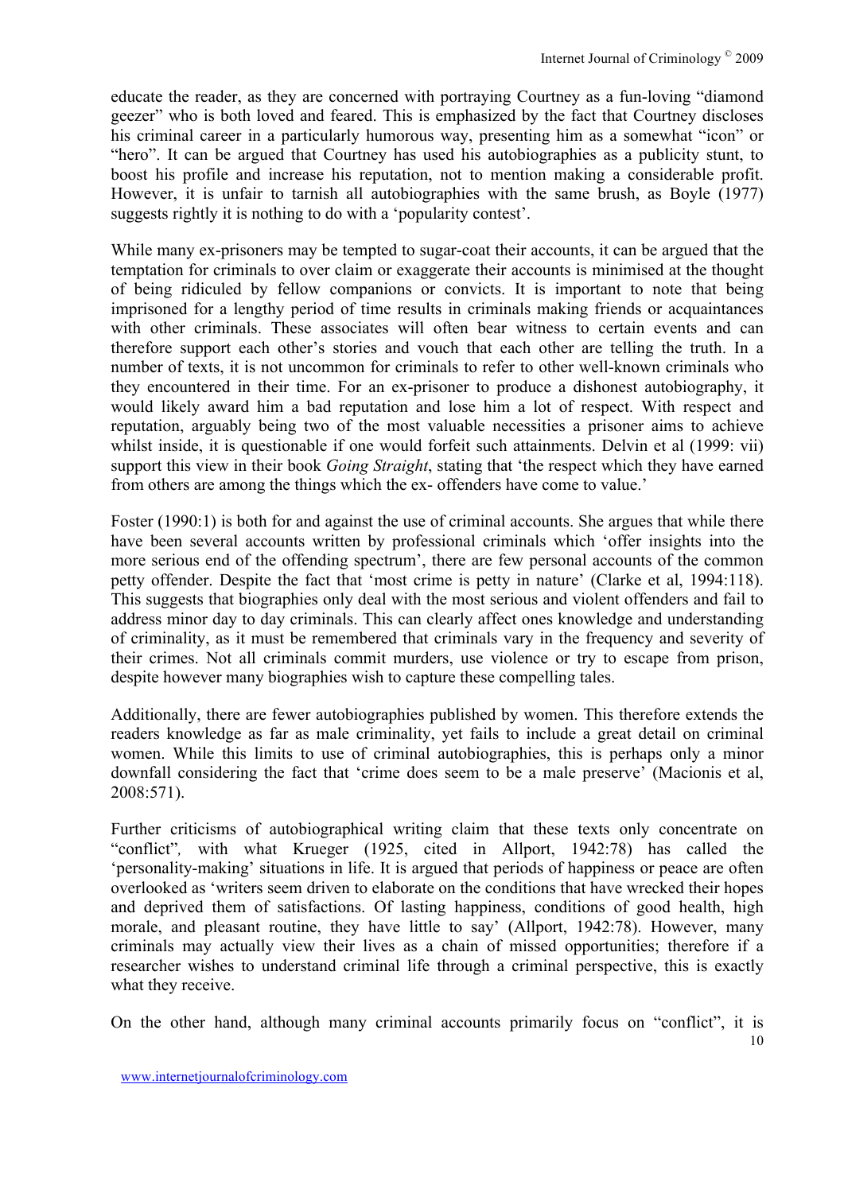educate the reader, as they are concerned with portraying Courtney as a fun-loving "diamond geezer" who is both loved and feared. This is emphasized by the fact that Courtney discloses his criminal career in a particularly humorous way, presenting him as a somewhat "icon" or "hero". It can be argued that Courtney has used his autobiographies as a publicity stunt, to boost his profile and increase his reputation, not to mention making a considerable profit. However, it is unfair to tarnish all autobiographies with the same brush, as Boyle (1977) suggests rightly it is nothing to do with a 'popularity contest'.

While many ex-prisoners may be tempted to sugar-coat their accounts, it can be argued that the temptation for criminals to over claim or exaggerate their accounts is minimised at the thought of being ridiculed by fellow companions or convicts. It is important to note that being imprisoned for a lengthy period of time results in criminals making friends or acquaintances with other criminals. These associates will often bear witness to certain events and can therefore support each other's stories and vouch that each other are telling the truth. In a number of texts, it is not uncommon for criminals to refer to other well-known criminals who they encountered in their time. For an ex-prisoner to produce a dishonest autobiography, it would likely award him a bad reputation and lose him a lot of respect. With respect and reputation, arguably being two of the most valuable necessities a prisoner aims to achieve whilst inside, it is questionable if one would forfeit such attainments. Delvin et al (1999: vii) support this view in their book *Going Straight*, stating that 'the respect which they have earned from others are among the things which the ex- offenders have come to value.'

Foster (1990:1) is both for and against the use of criminal accounts. She argues that while there have been several accounts written by professional criminals which 'offer insights into the more serious end of the offending spectrum', there are few personal accounts of the common petty offender. Despite the fact that 'most crime is petty in nature' (Clarke et al, 1994:118). This suggests that biographies only deal with the most serious and violent offenders and fail to address minor day to day criminals. This can clearly affect ones knowledge and understanding of criminality, as it must be remembered that criminals vary in the frequency and severity of their crimes. Not all criminals commit murders, use violence or try to escape from prison, despite however many biographies wish to capture these compelling tales.

Additionally, there are fewer autobiographies published by women. This therefore extends the readers knowledge as far as male criminality, yet fails to include a great detail on criminal women. While this limits to use of criminal autobiographies, this is perhaps only a minor downfall considering the fact that 'crime does seem to be a male preserve' (Macionis et al, 2008:571).

Further criticisms of autobiographical writing claim that these texts only concentrate on "conflict", with what Krueger (1925, cited in Allport, 1942:78) has called the 'personality-making' situations in life. It is argued that periods of happiness or peace are often overlooked as 'writers seem driven to elaborate on the conditions that have wrecked their hopes and deprived them of satisfactions. Of lasting happiness, conditions of good health, high morale, and pleasant routine, they have little to say' (Allport, 1942:78). However, many criminals may actually view their lives as a chain of missed opportunities; therefore if a researcher wishes to understand criminal life through a criminal perspective, this is exactly what they receive.

On the other hand, although many criminal accounts primarily focus on "conflict", it is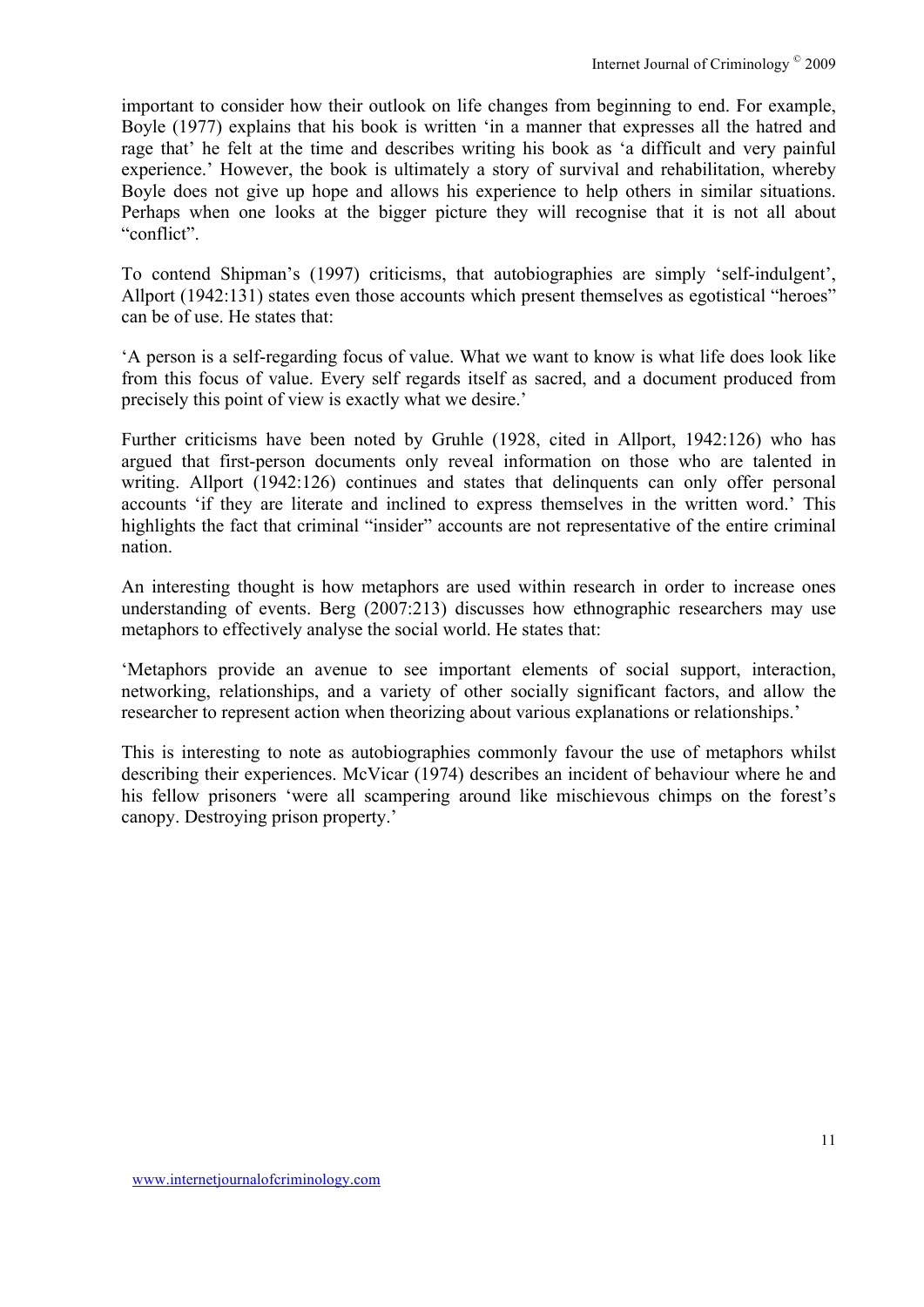important to consider how their outlook on life changes from beginning to end. For example, Boyle (1977) explains that his book is written 'in a manner that expresses all the hatred and rage that' he felt at the time and describes writing his book as 'a difficult and very painful experience.' However, the book is ultimately a story of survival and rehabilitation, whereby Boyle does not give up hope and allows his experience to help others in similar situations. Perhaps when one looks at the bigger picture they will recognise that it is not all about "conflict".

To contend Shipman's (1997) criticisms, that autobiographies are simply 'self-indulgent', Allport (1942:131) states even those accounts which present themselves as egotistical "heroes" can be of use. He states that:

'A person is a self-regarding focus of value. What we want to know is what life does look like from this focus of value. Every self regards itself as sacred, and a document produced from precisely this point of view is exactly what we desire.'

Further criticisms have been noted by Gruhle (1928, cited in Allport, 1942:126) who has argued that first-person documents only reveal information on those who are talented in writing. Allport (1942:126) continues and states that delinquents can only offer personal accounts 'if they are literate and inclined to express themselves in the written word.' This highlights the fact that criminal "insider" accounts are not representative of the entire criminal nation.

An interesting thought is how metaphors are used within research in order to increase ones understanding of events. Berg (2007:213) discusses how ethnographic researchers may use metaphors to effectively analyse the social world. He states that:

'Metaphors provide an avenue to see important elements of social support, interaction, networking, relationships, and a variety of other socially significant factors, and allow the researcher to represent action when theorizing about various explanations or relationships.'

This is interesting to note as autobiographies commonly favour the use of metaphors whilst describing their experiences. McVicar (1974) describes an incident of behaviour where he and his fellow prisoners 'were all scampering around like mischievous chimps on the forest's canopy. Destroying prison property.'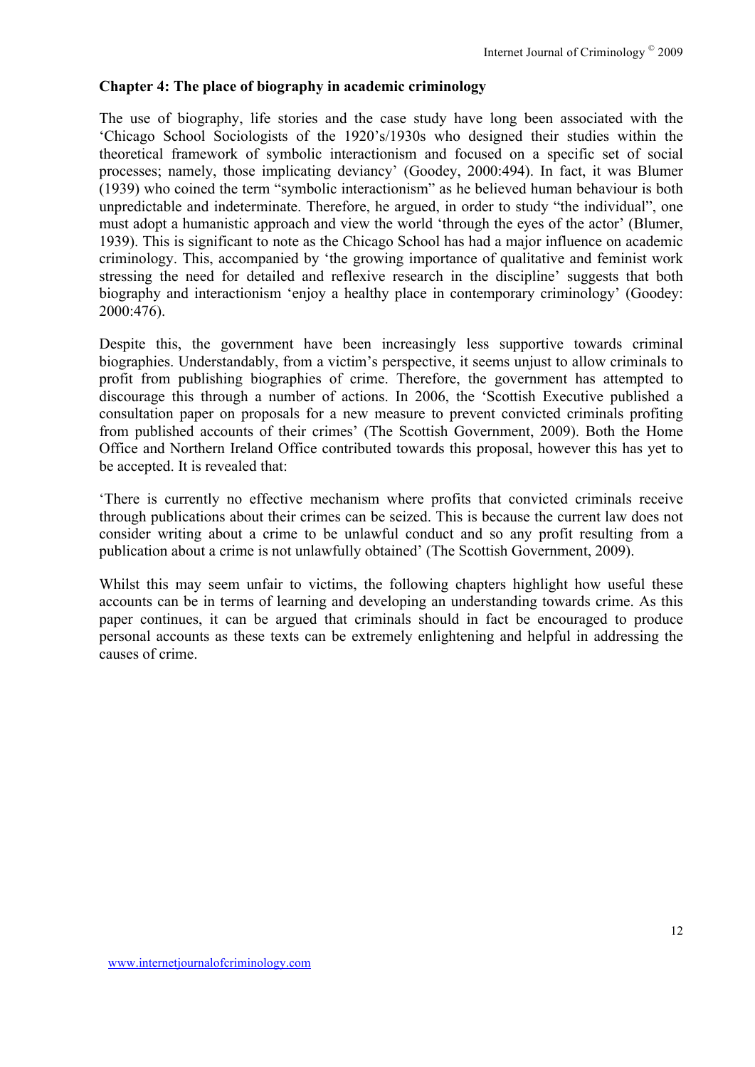### Chapter 4: The place of biography in academic criminology

The use of biography, life stories and the case study have long been associated with the 'Chicago School Sociologists of the 1920's/1930s who designed their studies within the theoretical framework of symbolic interactionism and focused on a specific set of social processes; namely, those implicating deviancy' (Goodey, 2000:494). In fact, it was Blumer (1939) who coined the term "symbolic interactionism" as he believed human behaviour is both unpredictable and indeterminate. Therefore, he argued, in order to study "the individual", one must adopt a humanistic approach and view the world 'through the eyes of the actor' (Blumer, 1939). This is significant to note as the Chicago School has had a major influence on academic criminology. This, accompanied by 'the growing importance of qualitative and feminist work stressing the need for detailed and reflexive research in the discipline' suggests that both biography and interactionism 'enjoy a healthy place in contemporary criminology' (Goodey: 2000:476).

Despite this, the government have been increasingly less supportive towards criminal biographies. Understandably, from a victim's perspective, it seems unjust to allow criminals to profit from publishing biographies of crime. Therefore, the government has attempted to discourage this through a number of actions. In 2006, the 'Scottish Executive published a consultation paper on proposals for a new measure to prevent convicted criminals profiting from published accounts of their crimes' (The Scottish Government, 2009). Both the Home Office and Northern Ireland Office contributed towards this proposal, however this has yet to be accepted. It is revealed that:

'There is currently no effective mechanism where profits that convicted criminals receive through publications about their crimes can be seized. This is because the current law does not consider writing about a crime to be unlawful conduct and so any profit resulting from a publication about a crime is not unlawfully obtained' (The Scottish Government, 2009).

Whilst this may seem unfair to victims, the following chapters highlight how useful these accounts can be in terms of learning and developing an understanding towards crime. As this paper continues, it can be argued that criminals should in fact be encouraged to produce personal accounts as these texts can be extremely enlightening and helpful in addressing the causes of crime.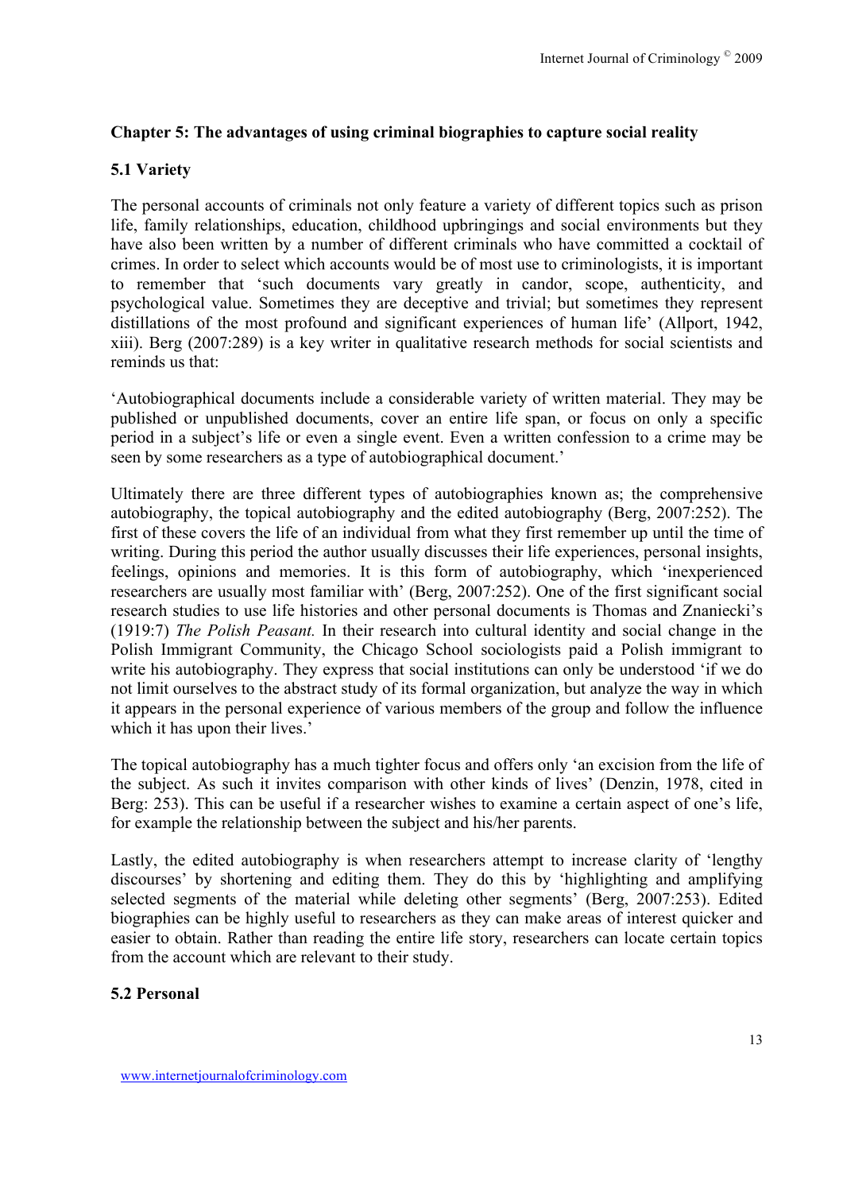## Chapter 5: The advantages of using criminal biographies to capture social reality

### 5.1 Variety

The personal accounts of criminals not only feature a variety of different topics such as prison life, family relationships, education, childhood upbringings and social environments but they have also been written by a number of different criminals who have committed a cocktail of crimes. In order to select which accounts would be of most use to criminologists, it is important to remember that 'such documents vary greatly in candor, scope, authenticity, and psychological value. Sometimes they are deceptive and trivial; but sometimes they represent distillations of the most profound and significant experiences of human life' (Allport, 1942, xiii). Berg (2007:289) is a key writer in qualitative research methods for social scientists and reminds us that:

'Autobiographical documents include a considerable variety of written material. They may be published or unpublished documents, cover an entire life span, or focus on only a specific period in a subject's life or even a single event. Even a written confession to a crime may be seen by some researchers as a type of autobiographical document.'

Ultimately there are three different types of autobiographies known as; the comprehensive autobiography, the topical autobiography and the edited autobiography (Berg, 2007:252). The first of these covers the life of an individual from what they first remember up until the time of writing. During this period the author usually discusses their life experiences, personal insights, feelings, opinions and memories. It is this form of autobiography, which 'inexperienced researchers are usually most familiar with' (Berg, 2007:252). One of the first significant social research studies to use life histories and other personal documents is Thomas and Znaniecki's (1919:7) *The Polish Peasant.* In their research into cultural identity and social change in the Polish Immigrant Community, the Chicago School sociologists paid a Polish immigrant to write his autobiography. They express that social institutions can only be understood 'if we do not limit ourselves to the abstract study of its formal organization, but analyze the way in which it appears in the personal experience of various members of the group and follow the influence which it has upon their lives.'

The topical autobiography has a much tighter focus and offers only 'an excision from the life of the subject. As such it invites comparison with other kinds of lives' (Denzin, 1978, cited in Berg: 253). This can be useful if a researcher wishes to examine a certain aspect of one's life, for example the relationship between the subject and his/her parents.

Lastly, the edited autobiography is when researchers attempt to increase clarity of 'lengthy discourses' by shortening and editing them. They do this by 'highlighting and amplifying selected segments of the material while deleting other segments' (Berg, 2007:253). Edited biographies can be highly useful to researchers as they can make areas of interest quicker and easier to obtain. Rather than reading the entire life story, researchers can locate certain topics from the account which are relevant to their study.

### 5.2 Personal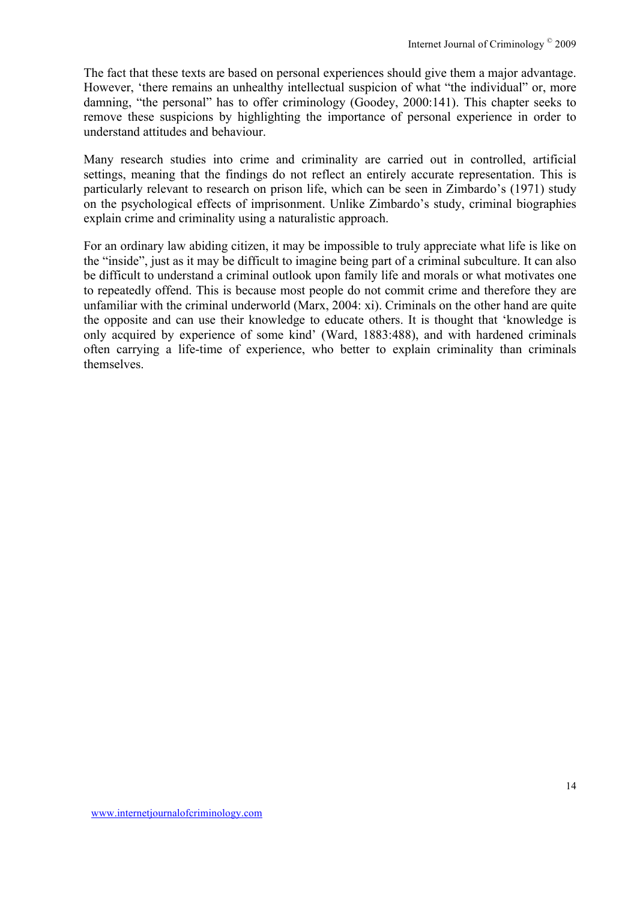The fact that these texts are based on personal experiences should give them a major advantage. However, 'there remains an unhealthy intellectual suspicion of what "the individual" or, more damning, "the personal" has to offer criminology (Goodey, 2000:141). This chapter seeks to remove these suspicions by highlighting the importance of personal experience in order to understand attitudes and behaviour.

Many research studies into crime and criminality are carried out in controlled, artificial settings, meaning that the findings do not reflect an entirely accurate representation. This is particularly relevant to research on prison life, which can be seen in Zimbardo's (1971) study on the psychological effects of imprisonment. Unlike Zimbardo's study, criminal biographies explain crime and criminality using a naturalistic approach.

For an ordinary law abiding citizen, it may be impossible to truly appreciate what life is like on the "inside", just as it may be difficult to imagine being part of a criminal subculture. It can also be difficult to understand a criminal outlook upon family life and morals or what motivates one to repeatedly offend. This is because most people do not commit crime and therefore they are unfamiliar with the criminal underworld (Marx, 2004: xi). Criminals on the other hand are quite the opposite and can use their knowledge to educate others. It is thought that 'knowledge is only acquired by experience of some kind' (Ward, 1883:488), and with hardened criminals often carrying a life-time of experience, who better to explain criminality than criminals themselves.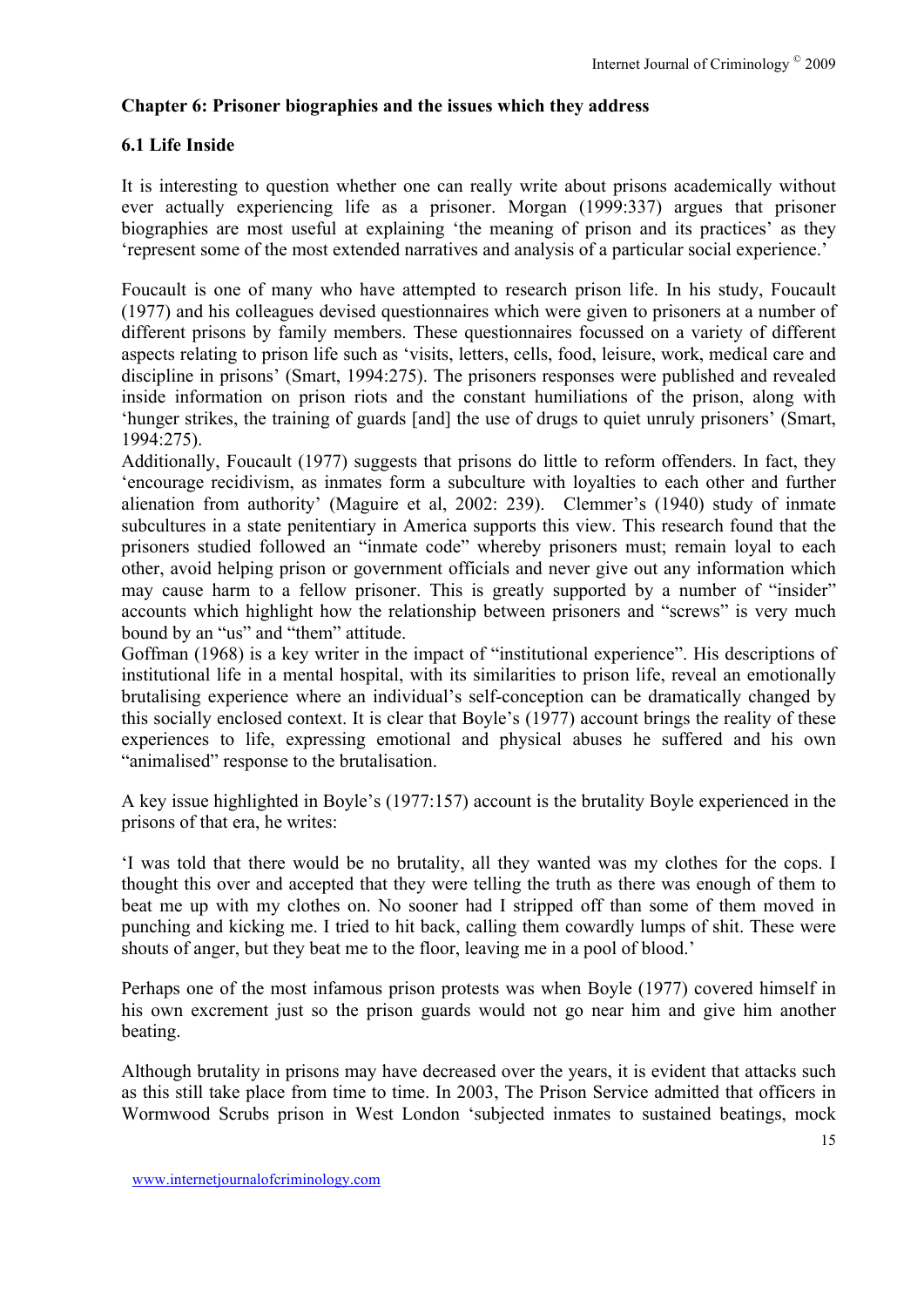## Chapter 6: Prisoner biographies and the issues which they address

### 6.1 Life Inside

It is interesting to question whether one can really write about prisons academically without ever actually experiencing life as a prisoner. Morgan (1999:337) argues that prisoner biographies are most useful at explaining 'the meaning of prison and its practices' as they 'represent some of the most extended narratives and analysis of a particular social experience.'

Foucault is one of many who have attempted to research prison life. In his study, Foucault (1977) and his colleagues devised questionnaires which were given to prisoners at a number of different prisons by family members. These questionnaires focussed on a variety of different aspects relating to prison life such as 'visits, letters, cells, food, leisure, work, medical care and discipline in prisons' (Smart, 1994:275). The prisoners responses were published and revealed inside information on prison riots and the constant humiliations of the prison, along with 'hunger strikes, the training of guards [and] the use of drugs to quiet unruly prisoners' (Smart, 1994:275).

Additionally, Foucault (1977) suggests that prisons do little to reform offenders. In fact, they 'encourage recidivism, as inmates form a subculture with loyalties to each other and further alienation from authority' (Maguire et al, 2002: 239). Clemmer's (1940) study of inmate subcultures in a state penitentiary in America supports this view. This research found that the prisoners studied followed an "inmate code" whereby prisoners must; remain loyal to each other, avoid helping prison or government officials and never give out any information which may cause harm to a fellow prisoner. This is greatly supported by a number of "insider" accounts which highlight how the relationship between prisoners and "screws" is very much bound by an "us" and "them" attitude.

Goffman (1968) is a key writer in the impact of "institutional experience". His descriptions of institutional life in a mental hospital, with its similarities to prison life, reveal an emotionally brutalising experience where an individual's self-conception can be dramatically changed by this socially enclosed context. It is clear that Boyle's (1977) account brings the reality of these experiences to life, expressing emotional and physical abuses he suffered and his own "animalised" response to the brutalisation.

A key issue highlighted in Boyle's (1977:157) account is the brutality Boyle experienced in the prisons of that era, he writes:

'I was told that there would be no brutality, all they wanted was my clothes for the cops. I thought this over and accepted that they were telling the truth as there was enough of them to beat me up with my clothes on. No sooner had I stripped off than some of them moved in punching and kicking me. I tried to hit back, calling them cowardly lumps of shit. These were shouts of anger, but they beat me to the floor, leaving me in a pool of blood.'

Perhaps one of the most infamous prison protests was when Boyle (1977) covered himself in his own excrement just so the prison guards would not go near him and give him another beating.

Although brutality in prisons may have decreased over the years, it is evident that attacks such as this still take place from time to time. In 2003, The Prison Service admitted that officers in Wormwood Scrubs prison in West London 'subjected inmates to sustained beatings, mock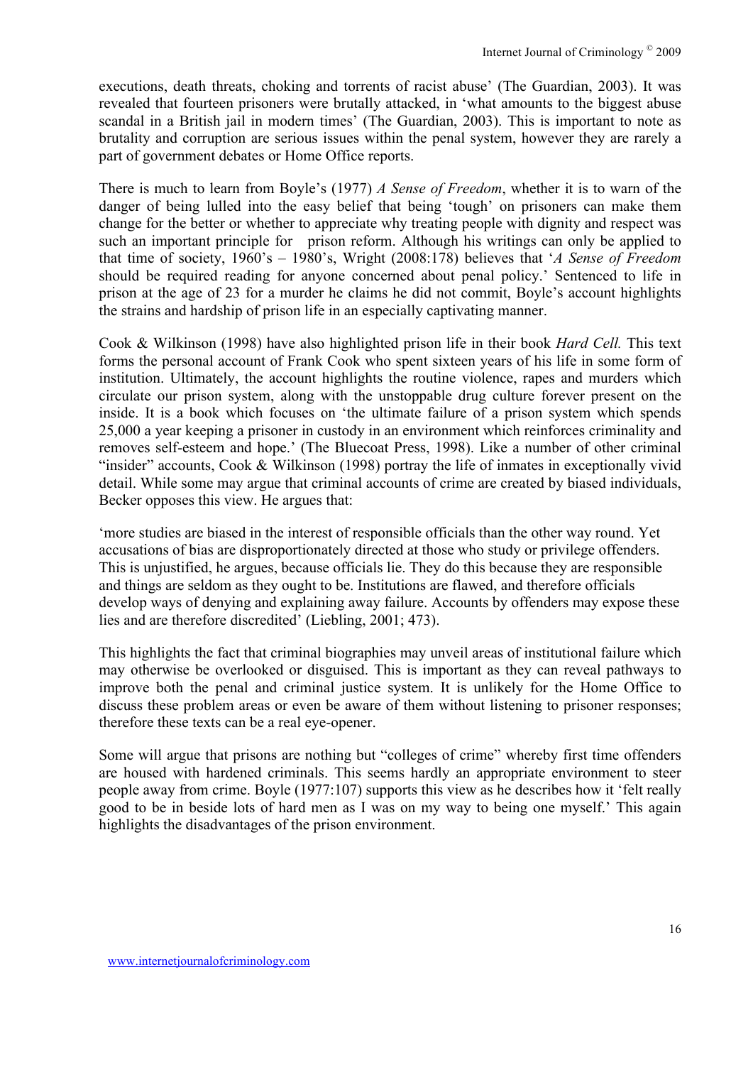executions, death threats, choking and torrents of racist abuse' (The Guardian, 2003). It was revealed that fourteen prisoners were brutally attacked, in 'what amounts to the biggest abuse scandal in a British jail in modern times' (The Guardian, 2003). This is important to note as brutality and corruption are serious issues within the penal system, however they are rarely a part of government debates or Home Office reports.

There is much to learn from Boyle's (1977) *A Sense of Freedom*, whether it is to warn of the danger of being lulled into the easy belief that being 'tough' on prisoners can make them change for the better or whether to appreciate why treating people with dignity and respect was such an important principle for prison reform. Although his writings can only be applied to that time of society, 1960's – 1980's, Wright (2008:178) believes that '*A Sense of Freedom* should be required reading for anyone concerned about penal policy.' Sentenced to life in prison at the age of 23 for a murder he claims he did not commit, Boyle's account highlights the strains and hardship of prison life in an especially captivating manner.

Cook & Wilkinson (1998) have also highlighted prison life in their book *Hard Cell.* This text forms the personal account of Frank Cook who spent sixteen years of his life in some form of institution. Ultimately, the account highlights the routine violence, rapes and murders which circulate our prison system, along with the unstoppable drug culture forever present on the inside. It is a book which focuses on 'the ultimate failure of a prison system which spends 25,000 a year keeping a prisoner in custody in an environment which reinforces criminality and removes self-esteem and hope.' (The Bluecoat Press, 1998). Like a number of other criminal "insider" accounts, Cook & Wilkinson (1998) portray the life of inmates in exceptionally vivid detail. While some may argue that criminal accounts of crime are created by biased individuals, Becker opposes this view. He argues that:

'more studies are biased in the interest of responsible officials than the other way round. Yet accusations of bias are disproportionately directed at those who study or privilege offenders. This is unjustified, he argues, because officials lie. They do this because they are responsible and things are seldom as they ought to be. Institutions are flawed, and therefore officials develop ways of denying and explaining away failure. Accounts by offenders may expose these lies and are therefore discredited' (Liebling, 2001; 473).

This highlights the fact that criminal biographies may unveil areas of institutional failure which may otherwise be overlooked or disguised. This is important as they can reveal pathways to improve both the penal and criminal justice system. It is unlikely for the Home Office to discuss these problem areas or even be aware of them without listening to prisoner responses; therefore these texts can be a real eye-opener.

Some will argue that prisons are nothing but "colleges of crime" whereby first time offenders are housed with hardened criminals. This seems hardly an appropriate environment to steer people away from crime. Boyle (1977:107) supports this view as he describes how it 'felt really good to be in beside lots of hard men as I was on my way to being one myself.' This again highlights the disadvantages of the prison environment.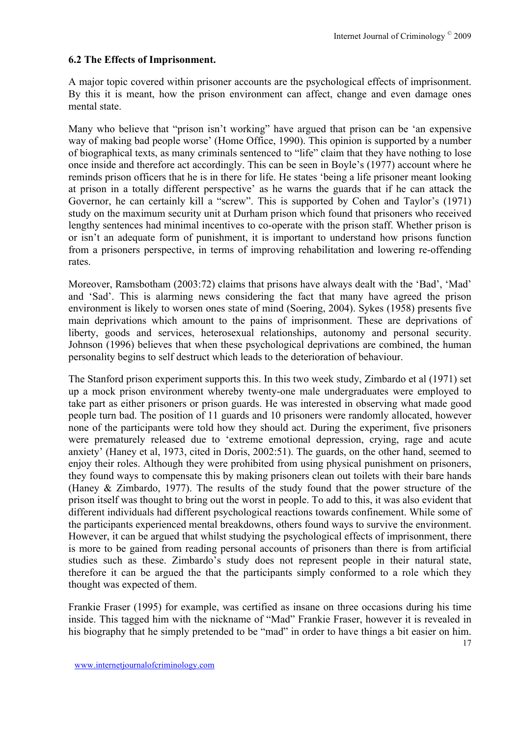### 6.2 The Effects of Imprisonment.

A major topic covered within prisoner accounts are the psychological effects of imprisonment. By this it is meant, how the prison environment can affect, change and even damage ones mental state.

Many who believe that "prison isn't working" have argued that prison can be 'an expensive way of making bad people worse' (Home Office, 1990). This opinion is supported by a number of biographical texts, as many criminals sentenced to "life" claim that they have nothing to lose once inside and therefore act accordingly. This can be seen in Boyle's (1977) account where he reminds prison officers that he is in there for life. He states 'being a life prisoner meant looking at prison in a totally different perspective' as he warns the guards that if he can attack the Governor, he can certainly kill a "screw". This is supported by Cohen and Taylor's (1971) study on the maximum security unit at Durham prison which found that prisoners who received lengthy sentences had minimal incentives to co-operate with the prison staff. Whether prison is or isn't an adequate form of punishment, it is important to understand how prisons function from a prisoners perspective, in terms of improving rehabilitation and lowering re-offending rates.

Moreover, Ramsbotham (2003:72) claims that prisons have always dealt with the 'Bad', 'Mad' and 'Sad'. This is alarming news considering the fact that many have agreed the prison environment is likely to worsen ones state of mind (Soering, 2004). Sykes (1958) presents five main deprivations which amount to the pains of imprisonment. These are deprivations of liberty, goods and services, heterosexual relationships, autonomy and personal security. Johnson (1996) believes that when these psychological deprivations are combined, the human personality begins to self destruct which leads to the deterioration of behaviour.

The Stanford prison experiment supports this. In this two week study, Zimbardo et al (1971) set up a mock prison environment whereby twenty-one male undergraduates were employed to take part as either prisoners or prison guards. He was interested in observing what made good people turn bad. The position of 11 guards and 10 prisoners were randomly allocated, however none of the participants were told how they should act. During the experiment, five prisoners were prematurely released due to 'extreme emotional depression, crying, rage and acute anxiety' (Haney et al, 1973, cited in Doris, 2002:51). The guards, on the other hand, seemed to enjoy their roles. Although they were prohibited from using physical punishment on prisoners, they found ways to compensate this by making prisoners clean out toilets with their bare hands (Haney & Zimbardo, 1977). The results of the study found that the power structure of the prison itself was thought to bring out the worst in people. To add to this, it was also evident that different individuals had different psychological reactions towards confinement. While some of the participants experienced mental breakdowns, others found ways to survive the environment. However, it can be argued that whilst studying the psychological effects of imprisonment, there is more to be gained from reading personal accounts of prisoners than there is from artificial studies such as these. Zimbardo's study does not represent people in their natural state, therefore it can be argued the that the participants simply conformed to a role which they thought was expected of them.

Frankie Fraser (1995) for example, was certified as insane on three occasions during his time inside. This tagged him with the nickname of "Mad" Frankie Fraser, however it is revealed in his biography that he simply pretended to be "mad" in order to have things a bit easier on him.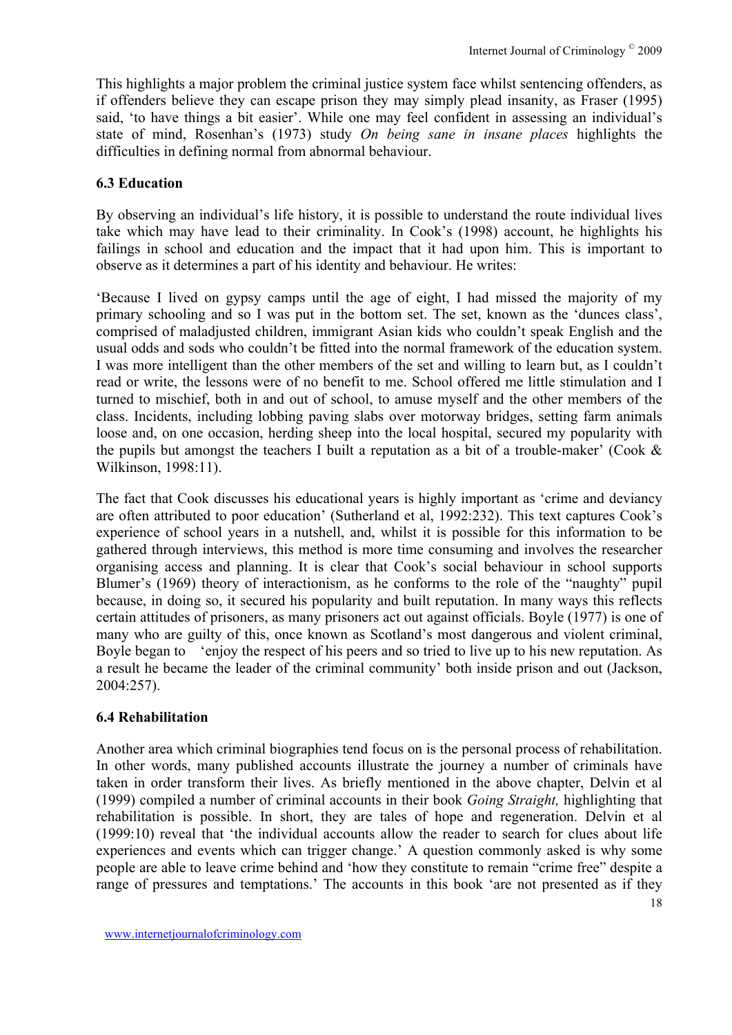This highlights a major problem the criminal justice system face whilst sentencing offenders, as if offenders believe they can escape prison they may simply plead insanity, as Fraser (1995) said, 'to have things a bit easier'. While one may feel confident in assessing an individual's state of mind, Rosenhan's (1973) study *On being sane in insane places* highlights the difficulties in defining normal from abnormal beahviour.

### 6.3 Education

By observing an individual's life history, it is possible to understand the route individual lives take which may have lead to their criminality. In Cook's (1998) account, he highlights his failings in school and education and the impact that it had upon him. This is important to observe as it determines a part of his identity and behaviour. He writes:

'Because I lived on gypsy camps until the age of eight, I had missed the majority of my primary schooling and so I was put in the bottom set. The set, known as the 'dunces class', comprised of maladjusted children, immigrant Asian kids who couldn't speak English and the usual odds and sods who couldn't be fitted into the normal framework of the education system. I was more intelligent than the other members of the set and willing to learn but, as I couldn't read or write, the lessons were of no benefit to me. School offered me little stimulation and I turned to mischief, both in and out of school, to amuse myself and the other members of the class. Incidents, including lobbing paving slabs over motorway bridges, setting farm animals loose and, on one occasion, herding sheep into the local hospital, secured my popularity with the pupils but amongst the teachers I built a reputation as a bit of a trouble-maker' (Cook & Wilkinson, 1998:11).

The fact that Cook discusses his educational years is highly important as 'crime and deviancy are often attributed to poor education' (Sutherland et al, 1992:232). This text captures Cook's experience of school years in a nutshell, and, whilst it is possible for this information to be gathered through interviews, this method is more time consuming and involves the researcher organising access and planning. It is clear that Cook's social behaviour in school supports Blumer's (1969) theory of interactionism, as he conforms to the role of the "naughty" pupil because, in doing so, it secured his popularity and built reputation. In many ways this reflects certain attitudes of prisoners, as many prisoners act out against officials. Boyle (1977) is one of many who are guilty of this, once known as Scotland's most dangerous and violent criminal, Boyle began to 'enjoy the respect of his peers and so tried to live up to his new reputation. As a result he became the leader of the criminal community' both inside prison and out (Jackson, 2004:257).

### 6.4 Rehabilitation

Another area which criminal biographies tend focus on is the personal process of rehabilitation. In other words, many published accounts illustrate the journey a number of criminals have taken in order transform their lives. As briefly mentioned in the above chapter, Delvin et al (1999) compiled a number of criminal accounts in their book *Going Straight,* highlighting that rehabilitation is possible. In short, they are tales of hope and regeneration. Delvin et al (1999:10) reveal that 'the individual accounts allow the reader to search for clues about life experiences and events which can trigger change.' A question commonly asked is why some people are able to leave crime behind and 'how they constitute to remain "crime free" despite a range of pressures and temptations.' The accounts in this book 'are not presented as if they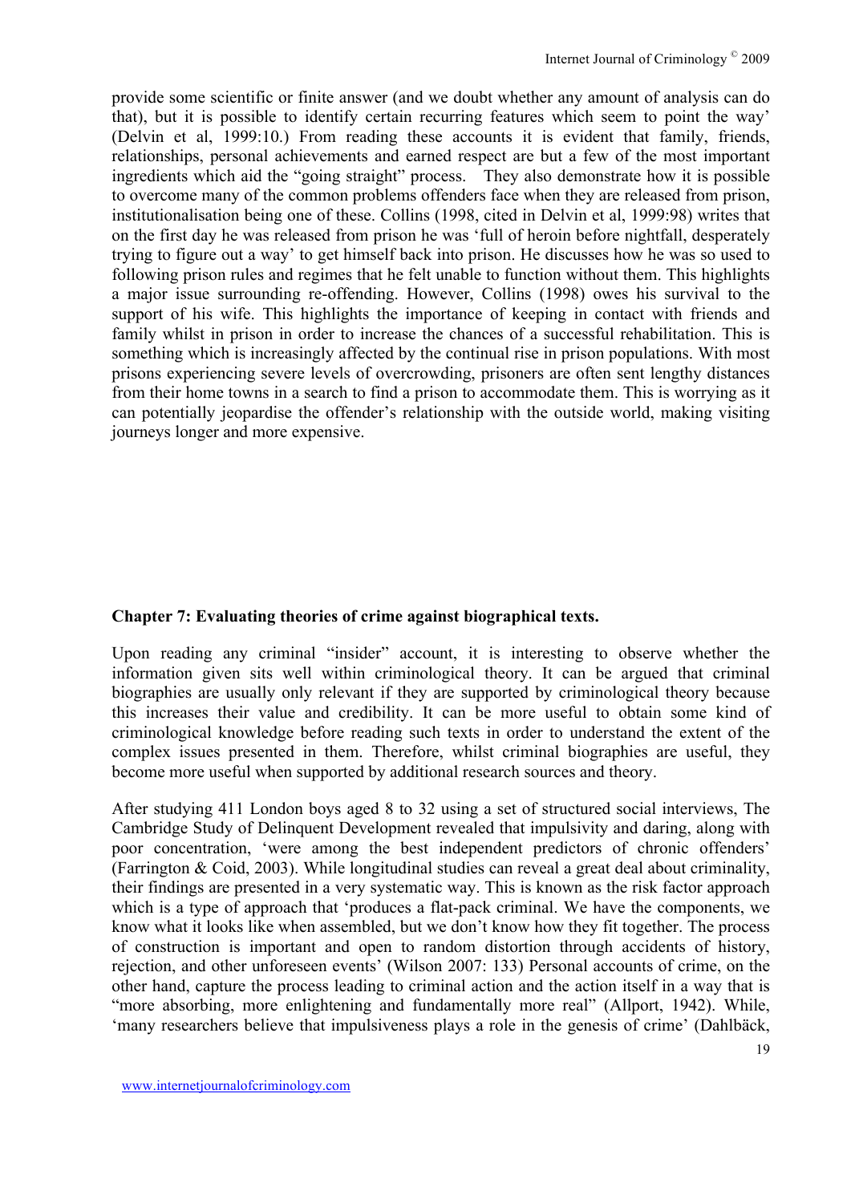provide some scientific or finite answer (and we doubt whether any amount of analysis can do that), but it is possible to identify certain recurring features which seem to point the way' (Delvin et al, 1999:10.) From reading these accounts it is evident that family, friends, relationships, personal achievements and earned respect are but a few of the most important ingredients which aid the "going straight" process. They also demonstrate how it is possible to overcome many of the common problems offenders face when they are released from prison, institutionalisation being one of these. Collins (1998, cited in Delvin et al, 1999:98) writes that on the first day he was released from prison he was 'full of heroin before nightfall, desperately trying to figure out a way' to get himself back into prison. He discusses how he was so used to following prison rules and regimes that he felt unable to function without them. This highlights a major issue surrounding re-offending. However, Collins (1998) owes his survival to the support of his wife. This highlights the importance of keeping in contact with friends and family whilst in prison in order to increase the chances of a successful rehabilitation. This is something which is increasingly affected by the continual rise in prison populations. With most prisons experiencing severe levels of overcrowding, prisoners are often sent lengthy distances from their home towns in a search to find a prison to accommodate them. This is worrying as it can potentially jeopardise the offender's relationship with the outside world, making visiting journeys longer and more expensive.

## Chapter 7: Evaluating theories of crime against biographical texts.

Upon reading any criminal "insider" account, it is interesting to observe whether the information given sits well within criminological theory. It can be argued that criminal biographies are usually only relevant if they are supported by criminological theory because this increases their value and credibility. It can be more useful to obtain some kind of criminological knowledge before reading such texts in order to understand the extent of the complex issues presented in them. Therefore, whilst criminal biographies are useful, they become more useful when supported by additional research sources and theory.

After studying 411 London boys aged 8 to 32 using a set of structured social interviews, The Cambridge Study of Delinquent Development revealed that impulsivity and daring, along with poor concentration, 'were among the best independent predictors of chronic offenders' (Farrington & Coid, 2003). While longitudinal studies can reveal a great deal about criminality, their findings are presented in a very systematic way. This is known as the risk factor approach which is a type of approach that 'produces a flat-pack criminal. We have the components, we know what it looks like when assembled, but we don't know how they fit together. The process of construction is important and open to random distortion through accidents of history, rejection, and other unforeseen events' (Wilson 2007: 133) Personal accounts of crime, on the other hand, capture the process leading to criminal action and the action itself in a way that is "more absorbing, more enlightening and fundamentally more real" (Allport, 1942). While, 'many researchers believe that impulsiveness plays a role in the genesis of crime' (Dahlbäck,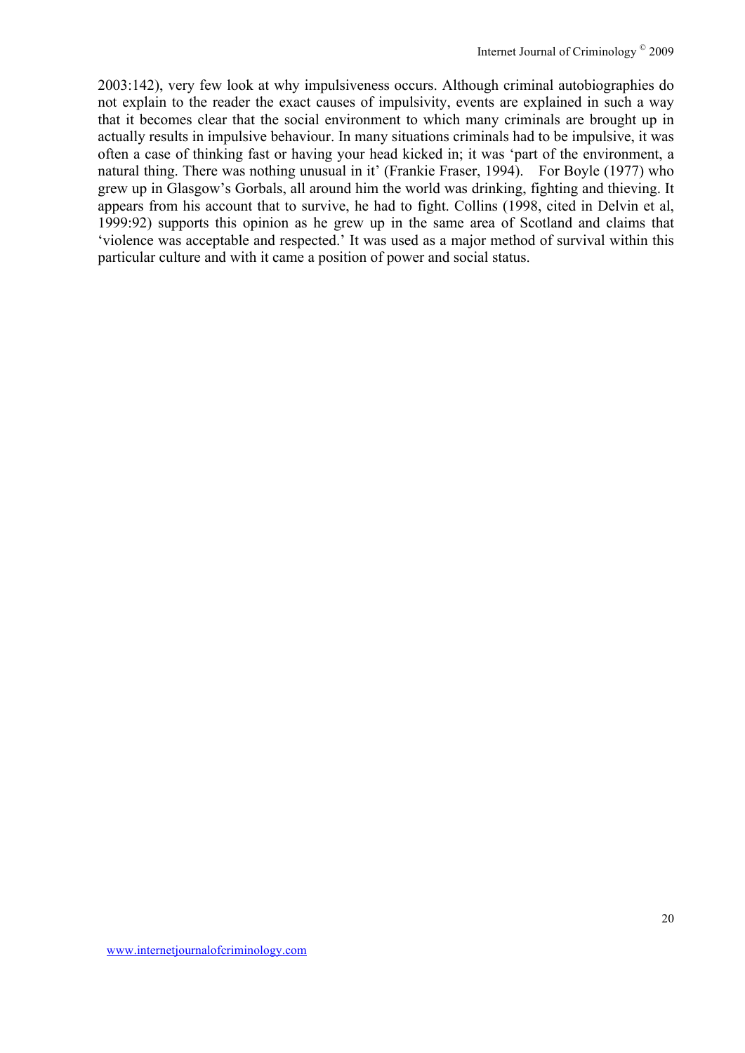2003:142), very few look at why impulsiveness occurs. Although criminal autobiographies do not explain to the reader the exact causes of impulsivity, events are explained in such a way that it becomes clear that the social environment to which many criminals are brought up in actually results in impulsive behaviour. In many situations criminals had to be impulsive, it was often a case of thinking fast or having your head kicked in; it was 'part of the environment, a natural thing. There was nothing unusual in it' (Frankie Fraser, 1994). For Boyle (1977) who grew up in Glasgow's Gorbals, all around him the world was drinking, fighting and thieving. It appears from his account that to survive, he had to fight. Collins (1998, cited in Delvin et al, 1999:92) supports this opinion as he grew up in the same area of Scotland and claims that 'violence was acceptable and respected.' It was used as a major method of survival within this particular culture and with it came a position of power and social status.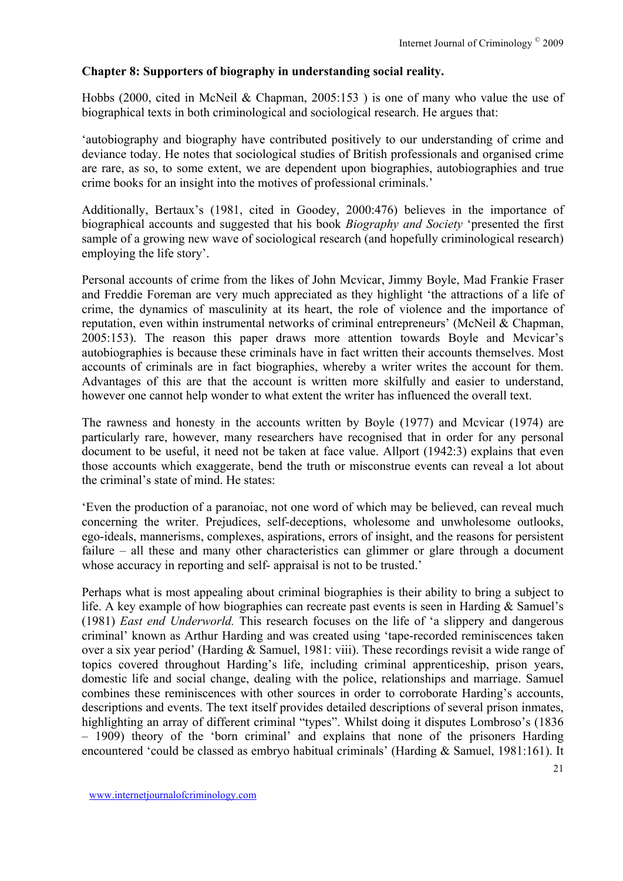**Chapter 8: Supporters of biography in understanding social reality.**

Hobbs (2000, cited in McNeil & Chapman, 2005:153 ) is one of many who value the use of biographical texts in both criminological and sociological research. He argues that:

'autobiography and biography have contributed positively to our understanding of crime and deviance today. He notes that sociological studies of British professionals and organised crime are rare, as so, to some extent, we are dependent upon biographies, autobiographies and true crime books for an insight into the motives of professional criminals.'

Additionally, Bertaux's (1981, cited in Goodey, 2000:476) believes in the importance of biographical accounts and suggested that his book *Biography and Society* 'presented the first sample of a growing new wave of sociological research (and hopefully criminological research) employing the life story'.

Personal accounts of crime from the likes of John Mcvicar, Jimmy Boyle, Mad Frankie Fraser and Freddie Foreman are very much appreciated as they highlight 'the attractions of a life of crime, the dynamics of masculinity at its heart, the role of violence and the importance of reputation, even within instrumental networks of criminal entrepreneurs' (McNeil & Chapman, 2005:153). The reason this paper draws more attention towards Boyle and Mcvicar's autobiographies is because these criminals have in fact written their accounts themselves. Most accounts of criminals are in fact biographies, whereby a writer writes the account for them. Advantages of this are that the account is written more skilfully and easier to understand, however one cannot help wonder to what extent the writer has influenced the overall text.

The rawness and honesty in the accounts written by Boyle (1977) and Mcvicar (1974) are particularly rare, however, many researchers have recognised that in order for any personal document to be useful, it need not be taken at face value. Allport (1942:3) explains that even those accounts which exaggerate, bend the truth or misconstrue events can reveal a lot about the criminal's state of mind. He states:

'Even the production of a paranoiac, not one word of which may be believed, can reveal much concerning the writer. Prejudices, self-deceptions, wholesome and unwholesome outlooks, ego-ideals, mannerisms, complexes, aspirations, errors of insight, and the reasons for persistent failure – all these and many other characteristics can glimmer or glare through a document whose accuracy in reporting and self- appraisal is not to be trusted.'

Perhaps what is most appealing about criminal biographies is their ability to bring a subject to life. A key example of how biographies can recreate past events is seen in Harding & Samuel's (1981) *East end Underworld.* This research focuses on the life of 'a slippery and dangerous criminal' known as Arthur Harding and was created using 'tape-recorded reminiscences taken over a six year period' (Harding & Samuel, 1981: viii). These recordings revisit a wide range of topics covered throughout Harding's life, including criminal apprenticeship, prison years, domestic life and social change, dealing with the police, relationships and marriage. Samuel combines these reminiscences with other sources in order to corroborate Harding's accounts, descriptions and events. The text itself provides detailed descriptions of several prison inmates, highlighting an array of different criminal "types". Whilst doing it disputes Lombroso's (1836 – 1909) theory of the 'born criminal' and explains that none of the prisoners Harding encountered 'could be classed as embryo habitual criminals' (Harding & Samuel, 1981:161). It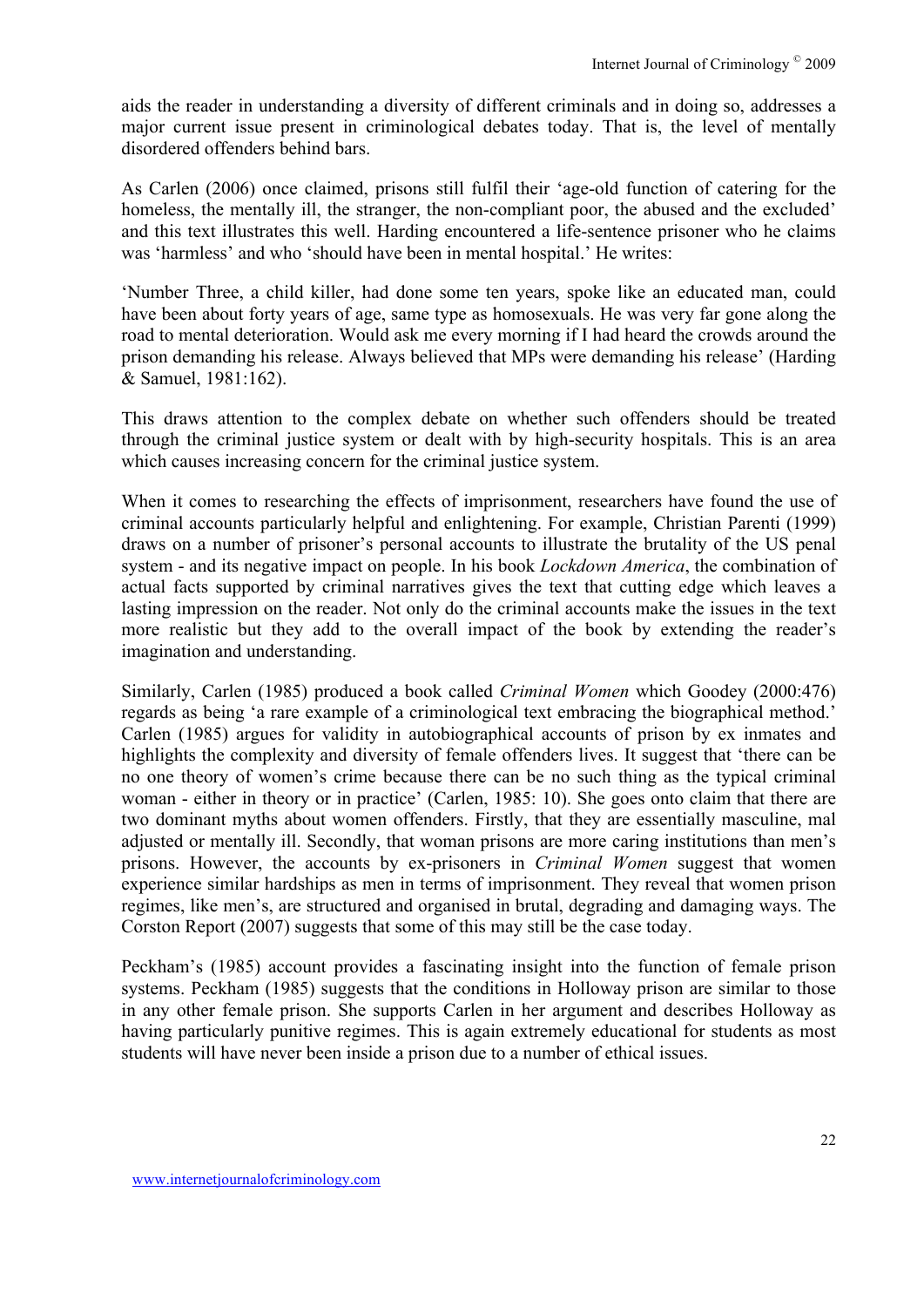aids the reader in understanding a diversity of different criminals and in doing so, addresses a major current issue present in criminological debates today. That is, the level of mentally disordered offenders behind bars.

As Carlen (2006) once claimed, prisons still fulfil their 'age-old function of catering for the homeless, the mentally ill, the stranger, the non-compliant poor, the abused and the excluded' and this text illustrates this well. Harding encountered a life-sentence prisoner who he claims was 'harmless' and who 'should have been in mental hospital.' He writes:

'Number Three, a child killer, had done some ten years, spoke like an educated man, could have been about forty years of age, same type as homosexuals. He was very far gone along the road to mental deterioration. Would ask me every morning if I had heard the crowds around the prison demanding his release. Always believed that MPs were demanding his release' (Harding & Samuel, 1981:162).

This draws attention to the complex debate on whether such offenders should be treated through the criminal justice system or dealt with by high-security hospitals. This is an area which causes increasing concern for the criminal justice system.

When it comes to researching the effects of imprisonment, researchers have found the use of criminal accounts particularly helpful and enlightening. For example, Christian Parenti (1999) draws on a number of prisoner's personal accounts to illustrate the brutality of the US penal system - and its negative impact on people. In his book *Lockdown America*, the combination of actual facts supported by criminal narratives gives the text that cutting edge which leaves a lasting impression on the reader. Not only do the criminal accounts make the issues in the text more realistic but they add to the overall impact of the book by extending the reader's imagination and understanding.

Similarly, Carlen (1985) produced a book called *Criminal Women* which Goodey (2000:476) regards as being 'a rare example of a criminological text embracing the biographical method.' Carlen (1985) argues for validity in autobiographical accounts of prison by ex inmates and highlights the complexity and diversity of female offenders lives. It suggest that 'there can be no one theory of women's crime because there can be no such thing as the typical criminal woman - either in theory or in practice' (Carlen, 1985: 10). She goes onto claim that there are two dominant myths about women offenders. Firstly, that they are essentially masculine, mal adjusted or mentally ill. Secondly, that woman prisons are more caring institutions than men's prisons. However, the accounts by ex-prisoners in *Criminal Women* suggest that women experience similar hardships as men in terms of imprisonment. They reveal that women prison regimes, like men's, are structured and organised in brutal, degrading and damaging ways. The Corston Report (2007) suggests that some of this may still be the case today.

Peckham's (1985) account provides a fascinating insight into the function of female prison systems. Peckham (1985) suggests that the conditions in Holloway prison are similar to those in any other female prison. She supports Carlen in her argument and describes Holloway as having particularly punitive regimes. This is again extremely educational for students as most students will have never been inside a prison due to a number of ethical issues.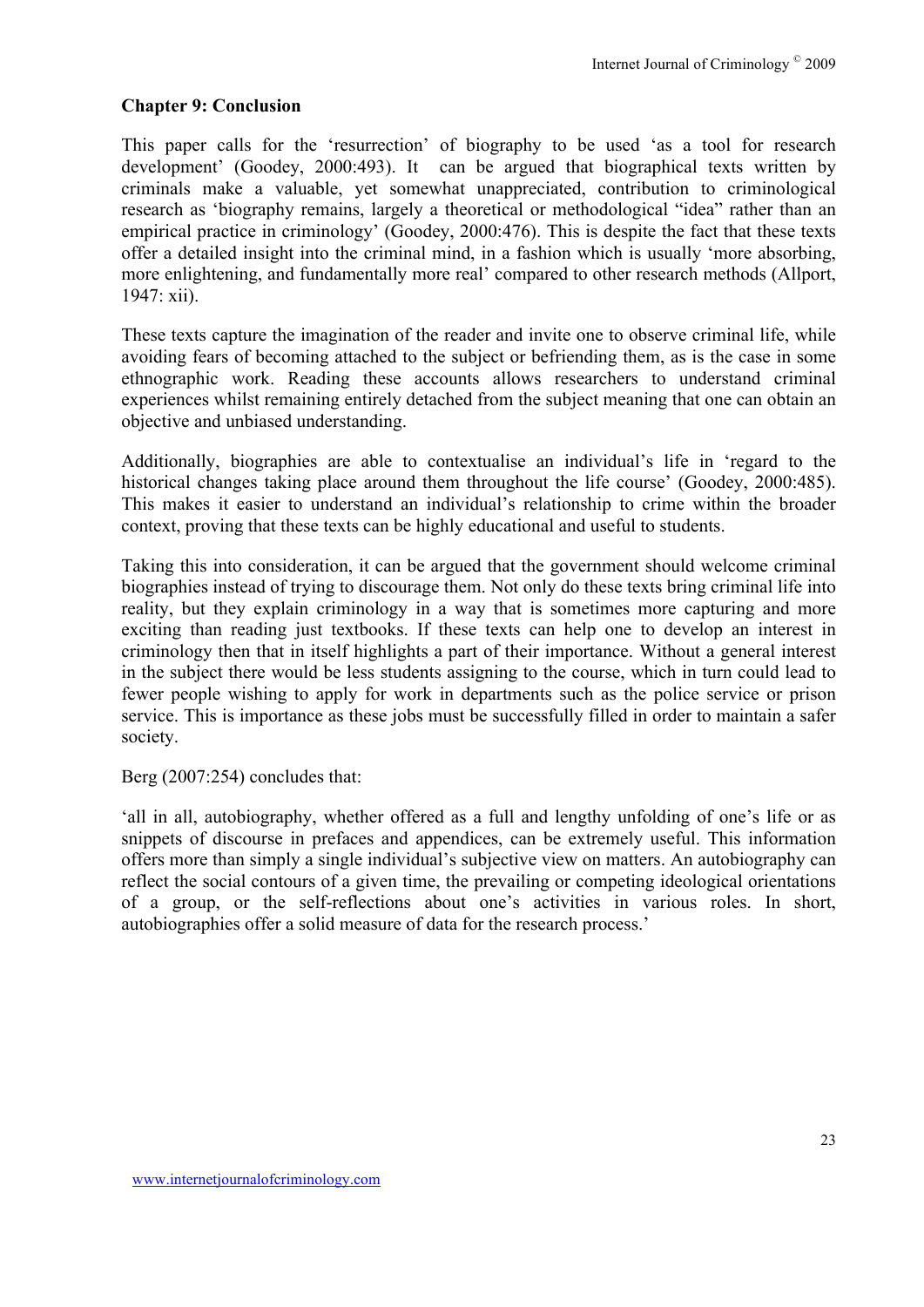**Chapter 9: Conclusion**

This paper calls for the 'resurrection' of biography to be used 'as a tool for research development' (Goodey, 2000:493). It can be argued that biographical texts written by criminals make a valuable, yet somewhat unappreciated, contribution to criminological research as 'biography remains, largely a theoretical or methodological "idea" rather than an empirical practice in criminology' (Goodey, 2000:476). This is despite the fact that these texts offer a detailed insight into the criminal mind, in a fashion which is usually 'more absorbing, more enlightening, and fundamentally more real' compared to other research methods (Allport, 1947: xii).

These texts capture the imagination of the reader and invite one to observe criminal life, while avoiding fears of becoming attached to the subject or befriending them, as is the case in some ethnographic work. Reading these accounts allows researchers to understand criminal experiences whilst remaining entirely detached from the subject meaning that one can obtain an objective and unbiased understanding.

Additionally, biographies are able to contextualise an individual's life in 'regard to the historical changes taking place around them throughout the life course' (Goodey, 2000:485). This makes it easier to understand an individual's relationship to crime within the broader context, proving that these texts can be highly educational and useful to students.

Taking this into consideration, it can be argued that the government should welcome criminal biographies instead of trying to discourage them. Not only do these texts bring criminal life into reality, but they explain criminology in a way that is sometimes more capturing and more exciting than reading just textbooks. If these texts can help one to develop an interest in criminology then that in itself highlights a part of their importance. Without a general interest in the subject there would be less students assigning to the course, which in turn could lead to fewer people wishing to apply for work in departments such as the police service or prison service. This is importance as these jobs must be successfully filled in order to maintain a safer society.

Berg (2007:254) concludes that:

'all in all, autobiography, whether offered as a full and lengthy unfolding of one's life or as snippets of discourse in prefaces and appendices, can be extremely useful. This information offers more than simply a single individual's subjective view on matters. An autobiography can reflect the social contours of a given time, the prevailing or competing ideological orientations of a group, or the self-reflections about one's activities in various roles. In short, autobiographies offer a solid measure of data for the research process.'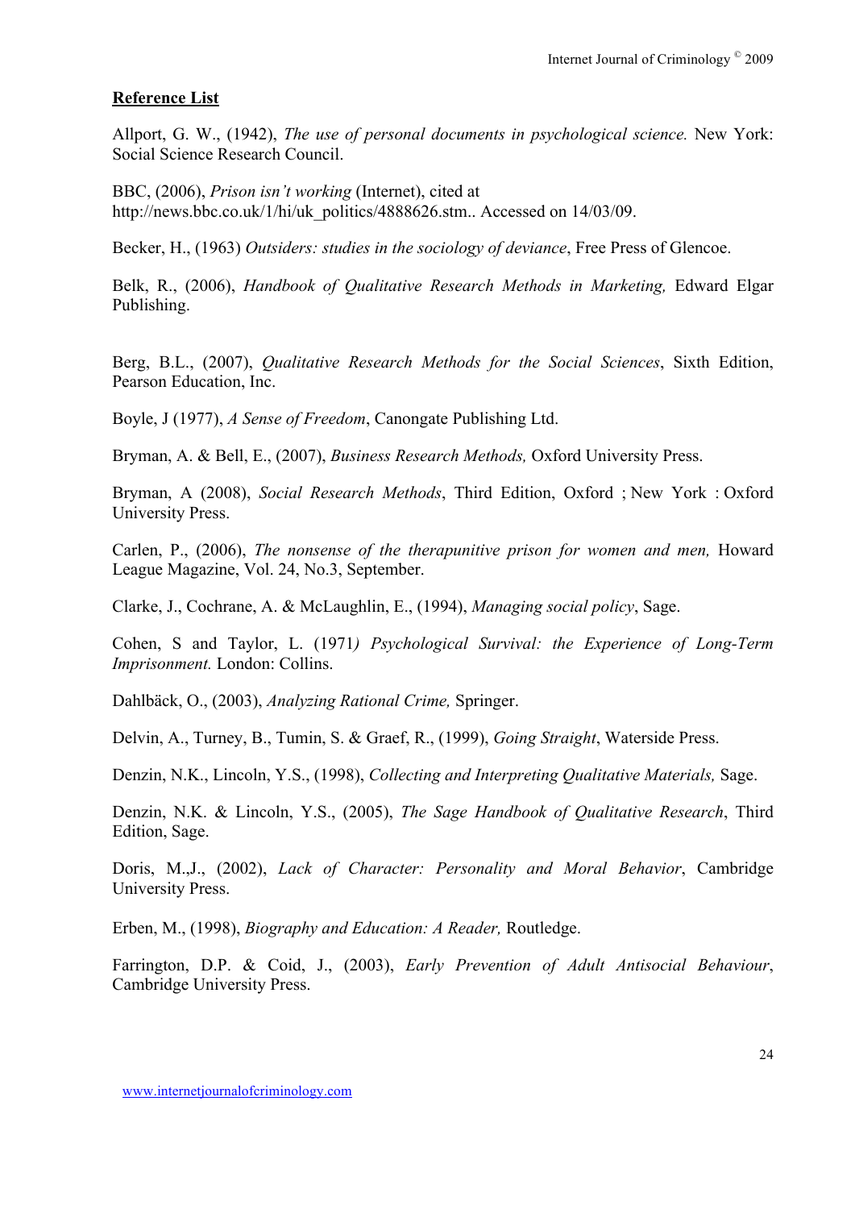**Reference List**

Allport, G. W., (1942), *The use of personal documents in psychological science.* New York: Social Science Research Council.

BBC, (2006), *Prison isn't working* (Internet), cited at http://news.bbc.co.uk/1/hi/uk_politics/4888626.stm.. Accessed on 14/03/09.

Becker, H., (1963) *Outsiders: studies in the sociology of deviance*, Free Press of Glencoe.

Belk, R., (2006), *Handbook of Qualitative Research Methods in Marketing,* Edward Elgar Publishing.

Berg, B.L., (2007), *Qualitative Research Methods for the Social Sciences*, Sixth Edition, Pearson Education, Inc.

Boyle, J (1977), *A Sense of Freedom*, Canongate Publishing Ltd.

Bryman, A. & Bell, E., (2007), *Business Research Methods,* Oxford University Press.

Bryman, A (2008), *Social Research Methods*, Third Edition, Oxford ; New York : Oxford University Press.

Carlen, P., (2006), *The nonsense of the therapunitive prison for women and men,* Howard League Magazine, Vol. 24, No.3, September.

Clarke, J., Cochrane, A. & McLaughlin, E., (1994), *Managing social policy*, Sage.

Cohen, S and Taylor, L. (1971*) Psychological Survival: the Experience of Long-Term Imprisonment.* London: Collins.

Dahlbäck, O., (2003), *Analyzing Rational Crime,* Springer.

Delvin, A., Turney, B., Tumin, S. & Graef, R., (1999), *Going Straight*, Waterside Press.

Denzin, N.K., Lincoln, Y.S., (1998), *Collecting and Interpreting Qualitative Materials,* Sage.

Denzin, N.K. & Lincoln, Y.S., (2005), *The Sage Handbook of Qualitative Research*, Third Edition, Sage.

Doris, M.,J., (2002), *Lack of Character: Personality and Moral Behavior*, Cambridge University Press.

Erben, M., (1998), *Biography and Education: A Reader,* Routledge.

Farrington, D.P. & Coid, J., (2003), *Early Prevention of Adult Antisocial Behaviour*, Cambridge University Press.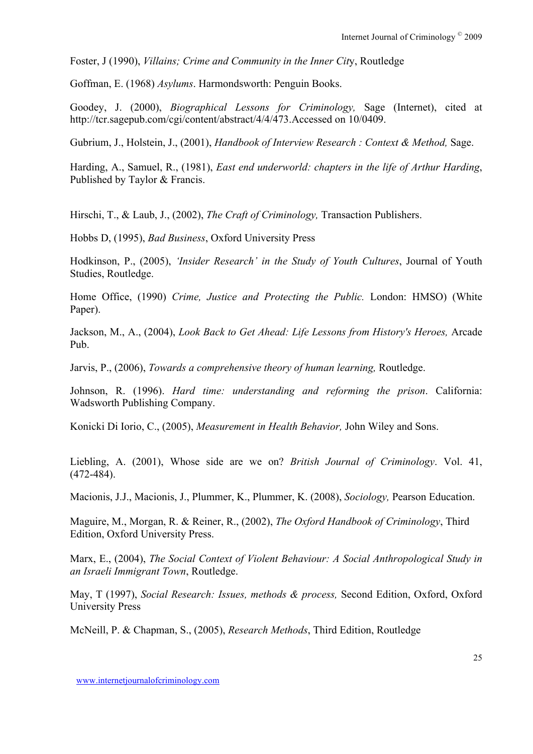Foster, J (1990), *Villains; Crime and Community in the Inner City*, Routledge

Goffman, E. (1968) *Asylums*. Harmondsworth: Penguin Books.

Goodey, J. (2000), *Biographical Lessons for Criminology,* Sage (Internet), cited at http://tcr.sagepub.com/cgi/content/abstract/4/4/473.Accessed on 10/0409.

Gubrium, J., Holstein, J., (2001), *Handbook of Interview Research : Context & Method,* Sage.

Harding, A., Samuel, R., (1981), *East end underworld: chapters in the life of Arthur Harding*, Published by Taylor & Francis.

Hirschi, T., & Laub, J., (2002), *The Craft of Criminology,* Transaction Publishers.

Hobbs D, (1995), *Bad Business*, Oxford University Press

Hodkinson, P., (2005), *'Insider Research' in the Study of Youth Cultures*, Journal of Youth Studies, Routledge.

Home Office, (1990) *Crime, Justice and Protecting the Public.* London: HMSO) (White Paper).

Jackson, M., A., (2004), *Look Back to Get Ahead: Life Lessons from History's Heroes,* Arcade Pub.

Jarvis, P., (2006), *Towards a comprehensive theory of human learning,* Routledge.

Johnson, R. (1996). *Hard time: understanding and reforming the prison*. California: Wadsworth Publishing Company.

Konicki Di Iorio, C., (2005), *Measurement in Health Behavior,* John Wiley and Sons.

Liebling, A. (2001), Whose side are we on? *British Journal of Criminology*. Vol. 41, (472-484).

Macionis, J.J., Macionis, J., Plummer, K., Plummer, K. (2008), *Sociology,* Pearson Education.

Maguire, M., Morgan, R. & Reiner, R., (2002), *The Oxford Handbook of Criminology*, Third Edition, Oxford University Press.

Marx, E., (2004), *The Social Context of Violent Behaviour: A Social Anthropological Study in an Israeli Immigrant Town*, Routledge.

May, T (1997), *Social Research: Issues, methods & process,* Second Edition, Oxford, Oxford University Press

McNeill, P. & Chapman, S., (2005), *Research Methods*, Third Edition, Routledge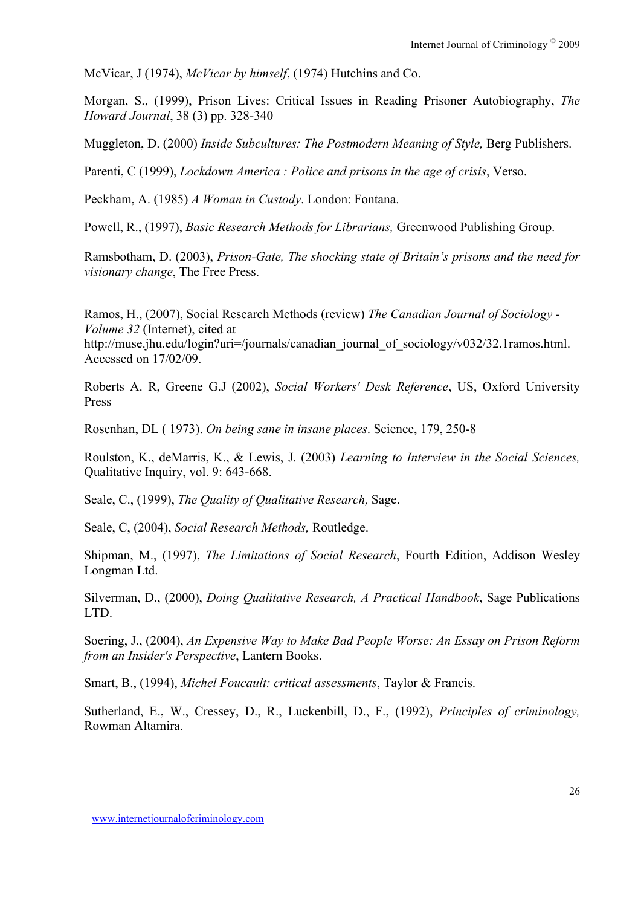McVicar, J (1974), *McVicar by himself*, (1974) Hutchins and Co.

Morgan, S., (1999), Prison Lives: Critical Issues in Reading Prisoner Autobiography, *The Howard Journal*, 38 (3) pp. 328-340

Muggleton, D. (2000) *Inside Subcultures: The Postmodern Meaning of Style,* Berg Publishers.

Parenti, C (1999), *Lockdown America : Police and prisons in the age of crisis*, Verso.

Peckham, A. (1985) *A Woman in Custody*. London: Fontana.

Powell, R., (1997), *Basic Research Methods for Librarians,* Greenwood Publishing Group.

Ramsbotham, D. (2003), *Prison-Gate, The shocking state of Britain's prisons and the need for visionary change*, The Free Press.

Ramos, H., (2007), Social Research Methods (review) *The Canadian Journal of Sociology - Volume 32* (Internet), cited at http://muse.jhu.edu/login?uri=/journals/canadian_journal_of_sociology/v032/32.1ramos.html. Accessed on 17/02/09.

Roberts A. R, Greene G.J (2002), *Social Workers' Desk Reference*, US, Oxford University Press

Rosenhan, DL ( 1973). *On being sane in insane places*. Science, 179, 250-8

Roulston, K., deMarris, K., & Lewis, J. (2003) *Learning to Interview in the Social Sciences,* Qualitative Inquiry, vol. 9: 643-668.

Seale, C., (1999), *The Quality of Qualitative Research,* Sage.

Seale, C, (2004), *Social Research Methods,* Routledge.

Shipman, M., (1997), *The Limitations of Social Research*, Fourth Edition, Addison Wesley Longman Ltd.

Silverman, D., (2000), *Doing Qualitative Research, A Practical Handbook*, Sage Publications LTD.

Soering, J., (2004), *An Expensive Way to Make Bad People Worse: An Essay on Prison Reform from an Insider's Perspective*, Lantern Books.

Smart, B., (1994), *Michel Foucault: critical assessments*, Taylor & Francis.

Sutherland, E., W., Cressey, D., R., Luckenbill, D., F., (1992), *Principles of criminology,* Rowman Altamira.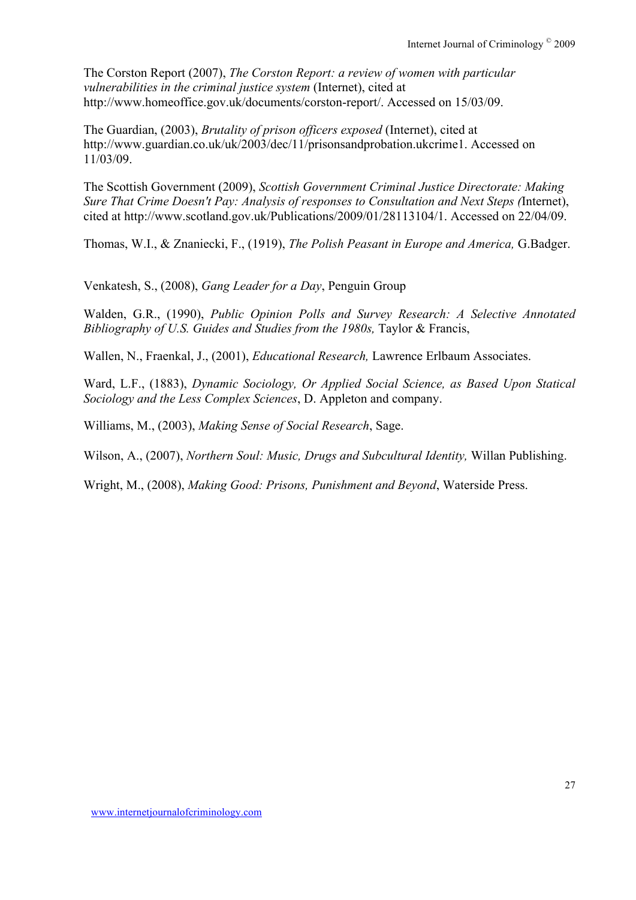The Corston Report (2007), *The Corston Report: a review of women with particular vulnerabilities in the criminal justice system* (Internet), cited at http://www.homeoffice.gov.uk/documents/corston-report/. Accessed on 15/03/09.

The Guardian, (2003), *Brutality of prison officers exposed* (Internet), cited at http://www.guardian.co.uk/uk/2003/dec/11/prisonsandprobation.ukcrime1. Accessed on 11/03/09.

The Scottish Government (2009), *Scottish Government Criminal Justice Directorate: Making Sure That Crime Doesn't Pay: Analysis of responses to Consultation and Next Steps (*Internet), cited at http://www.scotland.gov.uk/Publications/2009/01/28113104/1. Accessed on 22/04/09.

Thomas, W.I., & Znaniecki, F., (1919), *The Polish Peasant in Europe and America,* G.Badger.

Venkatesh, S., (2008), *Gang Leader for a Day*, Penguin Group

Walden, G.R., (1990), *Public Opinion Polls and Survey Research: A Selective Annotated Bibliography of U.S. Guides and Studies from the 1980s,* Taylor & Francis,

Wallen, N., Fraenkal, J., (2001), *Educational Research,* Lawrence Erlbaum Associates.

Ward, L.F., (1883), *Dynamic Sociology, Or Applied Social Science, as Based Upon Statical Sociology and the Less Complex Sciences*, D. Appleton and company.

Williams, M., (2003), *Making Sense of Social Research*, Sage.

Wilson, A., (2007), *Northern Soul: Music, Drugs and Subcultural Identity,* Willan Publishing.

Wright, M., (2008), *Making Good: Prisons, Punishment and Beyond*, Waterside Press.